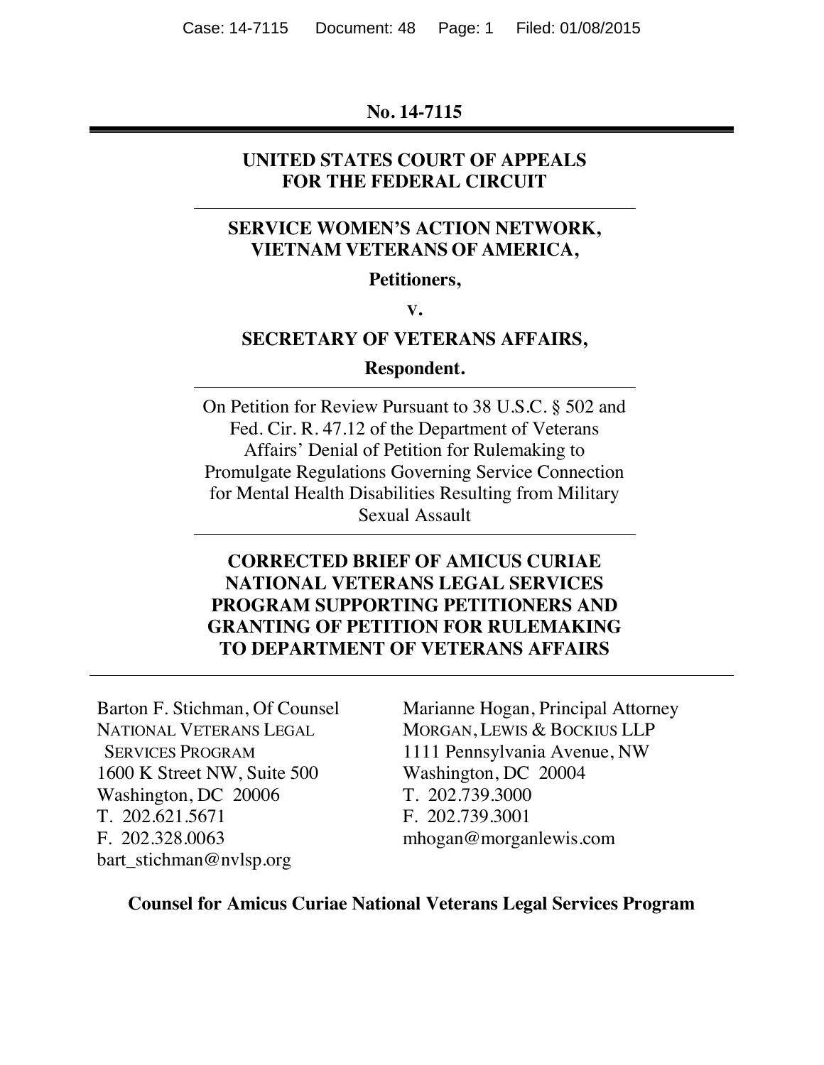**No. 14-7115**

---

**UNITED STATES COURT OF APPEALS FOR THE FEDERAL CIRCUIT**

---

**SERVICE WOMEN'S ACTION NETWORK, VIETNAM VETERANS OF AMERICA,**

**Petitioners,**

**v.**

**SECRETARY OF VETERANS AFFAIRS,**

**Respondent.**

---

On Petition for Review Pursuant to 38 U.S.C. § 502 and Fed. Cir. R. 47.12 of the Department of Veterans Affairs' Denial of Petition for Rulemaking to Promulgate Regulations Governing Service Connection for Mental Health Disabilities Resulting from Military Sexual Assault

---

**CORRECTED BRIEF OF AMICUS CURIAE NATIONAL VETERANS LEGAL SERVICES PROGRAM SUPPORTING PETITIONERS AND GRANTING OF PETITION FOR RULEMAKING TO DEPARTMENT OF VETERANS AFFAIRS**

---

Barton F. Stichman, Of Counsel
NATIONAL VETERANS LEGAL SERVICES PROGRAM
1600 K Street NW, Suite 500
Washington, DC 20006
T. 202.621.5671
F. 202.328.0063
bart_stichman@nvlsp.org

Marianne Hogan, Principal Attorney
MORGAN, LEWIS & BOCKIUS LLP
1111 Pennsylvania Avenue, NW
Washington, DC 20004
T. 202.739.3000
F. 202.739.3001
mhogan@morganlewis.com

**Counsel for Amicus Curiae National Veterans Legal Services Program**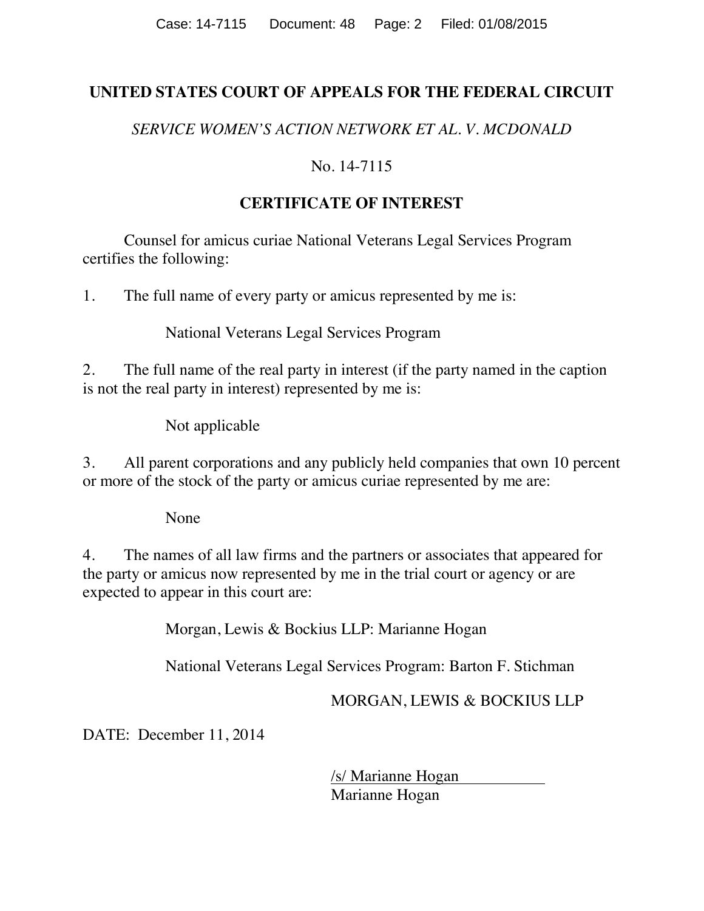**UNITED STATES COURT OF APPEALS FOR THE FEDERAL CIRCUIT**

*SERVICE WOMEN'S ACTION NETWORK ET AL. V. MCDONALD*

No. 14-7115

**CERTIFICATE OF INTEREST**

Counsel for amicus curiae National Veterans Legal Services Program certifies the following:

1. The full name of every party or amicus represented by me is:

   National Veterans Legal Services Program

2. The full name of the real party in interest (if the party named in the caption is not the real party in interest) represented by me is:

   Not applicable

3. All parent corporations and any publicly held companies that own 10 percent or more of the stock of the party or amicus curiae represented by me are:

   None

4. The names of all law firms and the partners or associates that appeared for the party or amicus now represented by me in the trial court or agency or are expected to appear in this court are:

   Morgan, Lewis & Bockius LLP: Marianne Hogan

   National Veterans Legal Services Program: Barton F. Stichman

MORGAN, LEWIS & BOCKIUS LLP

DATE: December 11, 2014

/s/ Marianne Hogan
Marianne Hogan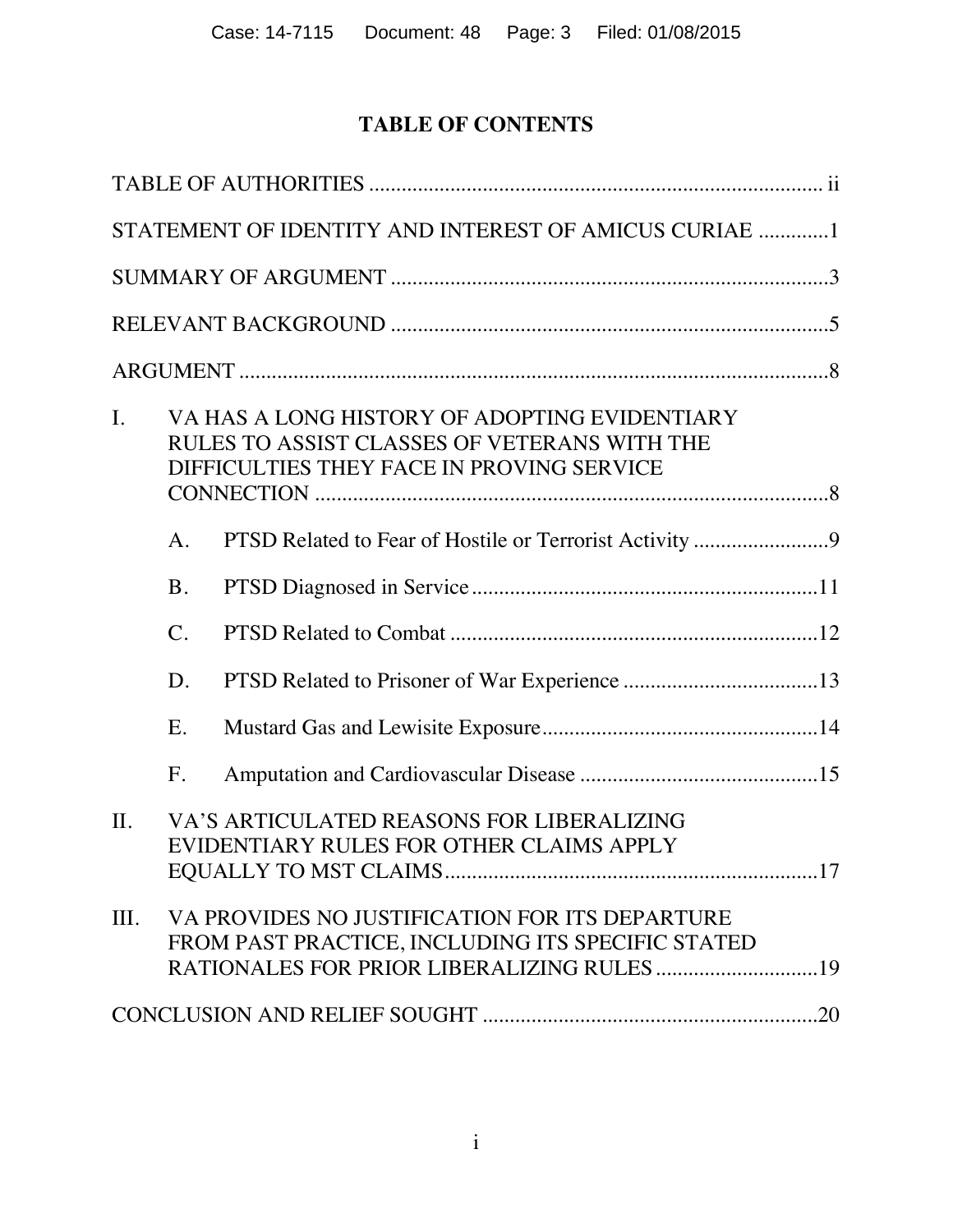# TABLE OF CONTENTS

TABLE OF AUTHORITIES .................................................................................... ii

STATEMENT OF IDENTITY AND INTEREST OF AMICUS CURIAE .............1

SUMMARY OF ARGUMENT ................................................................................3

RELEVANT BACKGROUND ................................................................................5

ARGUMENT ............................................................................................................8

I. VA HAS A LONG HISTORY OF ADOPTING EVIDENTIARY RULES TO ASSIST CLASSES OF VETERANS WITH THE DIFFICULTIES THEY FACE IN PROVING SERVICE CONNECTION ...............................................................................8

   A. PTSD Related to Fear of Hostile or Terrorist Activity .........................9

   B. PTSD Diagnosed in Service ...............................................................11

   C. PTSD Related to Combat ...................................................................12

   D. PTSD Related to Prisoner of War Experience ....................................13

   E. Mustard Gas and Lewisite Exposure...................................................14

   F. Amputation and Cardiovascular Disease ............................................15

II. VA'S ARTICULATED REASONS FOR LIBERALIZING EVIDENTIARY RULES FOR OTHER CLAIMS APPLY EQUALLY TO MST CLAIMS.....................................................................17

III. VA PROVIDES NO JUSTIFICATION FOR ITS DEPARTURE FROM PAST PRACTICE, INCLUDING ITS SPECIFIC STATED RATIONALES FOR PRIOR LIBERALIZING RULES ..............................19

CONCLUSION AND RELIEF SOUGHT ..............................................................20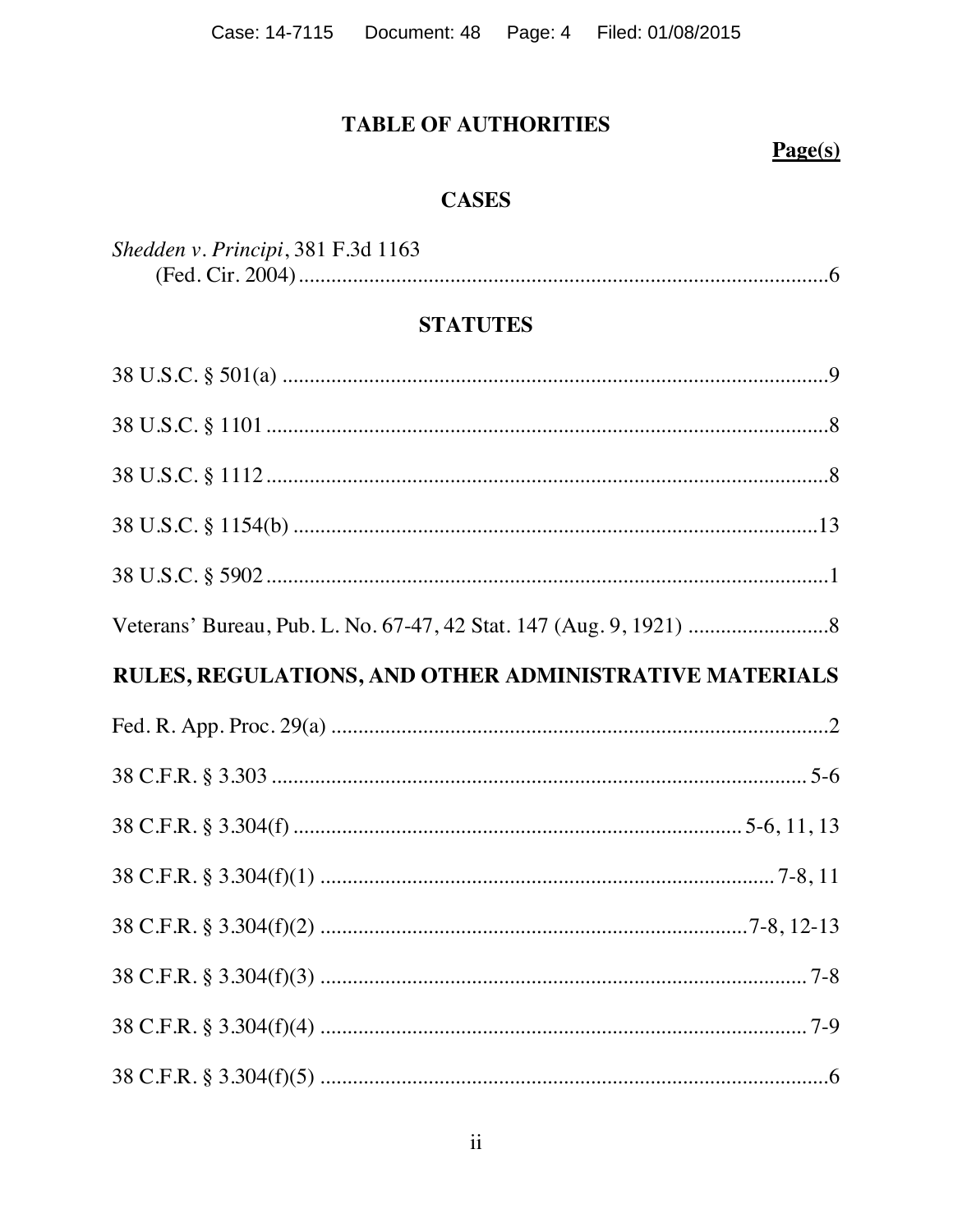# TABLE OF AUTHORITIES

**Page(s)**

## CASES

*Shedden v. Principi*, 381 F.3d 1163 (Fed. Cir. 2004) .......... 6

## STATUTES

38 U.S.C. § 501(a) .......... 9

38 U.S.C. § 1101 .......... 8

38 U.S.C. § 1112 .......... 8

38 U.S.C. § 1154(b) .......... 13

38 U.S.C. § 5902 .......... 1

Veterans' Bureau, Pub. L. No. 67-47, 42 Stat. 147 (Aug. 9, 1921) .......... 8

## RULES, REGULATIONS, AND OTHER ADMINISTRATIVE MATERIALS

Fed. R. App. Proc. 29(a) .......... 2

38 C.F.R. § 3.303 .......... 5-6

38 C.F.R. § 3.304(f) .......... 5-6, 11, 13

38 C.F.R. § 3.304(f)(1) .......... 7-8, 11

38 C.F.R. § 3.304(f)(2) .......... 7-8, 12-13

38 C.F.R. § 3.304(f)(3) .......... 7-8

38 C.F.R. § 3.304(f)(4) .......... 7-9

38 C.F.R. § 3.304(f)(5) .......... 6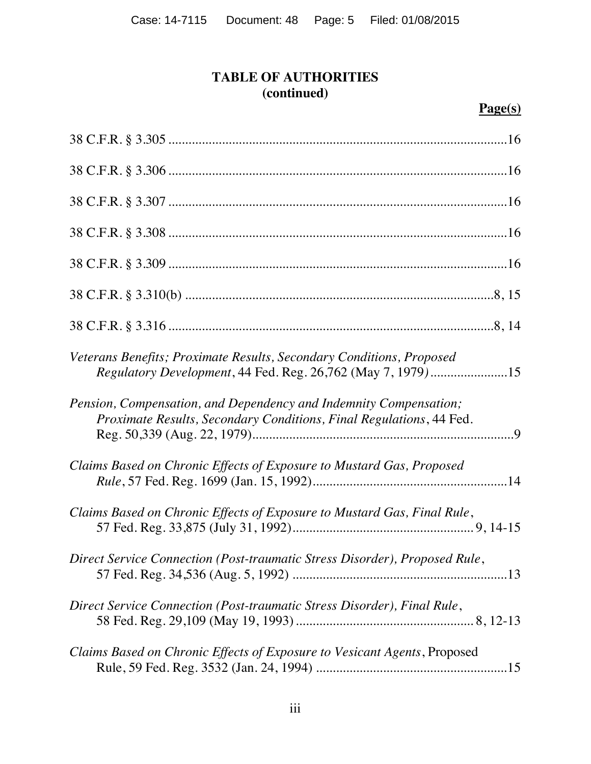## TABLE OF AUTHORITIES (continued)

**Page(s)**

38 C.F.R. § 3.305 .....16

38 C.F.R. § 3.306 .....16

38 C.F.R. § 3.307 .....16

38 C.F.R. § 3.308 .....16

38 C.F.R. § 3.309 .....16

38 C.F.R. § 3.310(b) .....8, 15

38 C.F.R. § 3.316 .....8, 14

*Veterans Benefits; Proximate Results, Secondary Conditions, Proposed Regulatory Development*, 44 Fed. Reg. 26,762 (May 7, 1979) .....15

*Pension, Compensation, and Dependency and Indemnity Compensation; Proximate Results, Secondary Conditions, Final Regulations*, 44 Fed. Reg. 50,339 (Aug. 22, 1979) .....9

*Claims Based on Chronic Effects of Exposure to Mustard Gas, Proposed Rule*, 57 Fed. Reg. 1699 (Jan. 15, 1992) .....14

*Claims Based on Chronic Effects of Exposure to Mustard Gas, Final Rule*, 57 Fed. Reg. 33,875 (July 31, 1992) .....9, 14-15

*Direct Service Connection (Post-traumatic Stress Disorder), Proposed Rule*, 57 Fed. Reg. 34,536 (Aug. 5, 1992) .....13

*Direct Service Connection (Post-traumatic Stress Disorder), Final Rule*, 58 Fed. Reg. 29,109 (May 19, 1993) .....8, 12-13

*Claims Based on Chronic Effects of Exposure to Vesicant Agents*, Proposed Rule, 59 Fed. Reg. 3532 (Jan. 24, 1994) .....15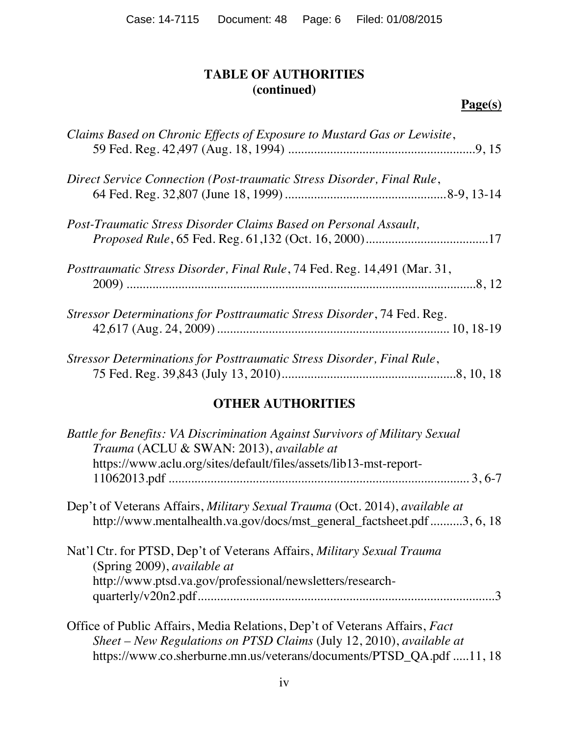## TABLE OF AUTHORITIES
## (continued)

**Page(s)**

*Claims Based on Chronic Effects of Exposure to Mustard Gas or Lewisite*, 59 Fed. Reg. 42,497 (Aug. 18, 1994) ......................................................... 9, 15

*Direct Service Connection (Post-traumatic Stress Disorder, Final Rule*, 64 Fed. Reg. 32,807 (June 18, 1999) ................................................. 8-9, 13-14

*Post-Traumatic Stress Disorder Claims Based on Personal Assault, Proposed Rule*, 65 Fed. Reg. 61,132 (Oct. 16, 2000) ...................................... 17

*Posttraumatic Stress Disorder, Final Rule*, 74 Fed. Reg. 14,491 (Mar. 31, 2009) ............................................................................................. 8, 12

*Stressor Determinations for Posttraumatic Stress Disorder*, 74 Fed. Reg. 42,617 (Aug. 24, 2009) ....................................................................... 10, 18-19

*Stressor Determinations for Posttraumatic Stress Disorder, Final Rule*, 75 Fed. Reg. 39,843 (July 13, 2010) ...................................................... 8, 10, 18

## OTHER AUTHORITIES

*Battle for Benefits: VA Discrimination Against Survivors of Military Sexual Trauma* (ACLU & SWAN: 2013), *available at* https://www.aclu.org/sites/default/files/assets/lib13-mst-report-11062013.pdf ............................................................................................ 3, 6-7

Dep't of Veterans Affairs, *Military Sexual Trauma* (Oct. 2014), *available at* http://www.mentalhealth.va.gov/docs/mst_general_factsheet.pdf .......... 3, 6, 18

Nat'l Ctr. for PTSD, Dep't of Veterans Affairs, *Military Sexual Trauma* (Spring 2009), *available at* http://www.ptsd.va.gov/professional/newsletters/research-quarterly/v20n2.pdf ............................................................................................ 3

Office of Public Affairs, Media Relations, Dep't of Veterans Affairs, *Fact Sheet – New Regulations on PTSD Claims* (July 12, 2010), *available at* https://www.co.sherburne.mn.us/veterans/documents/PTSD_QA.pdf ..... 11, 18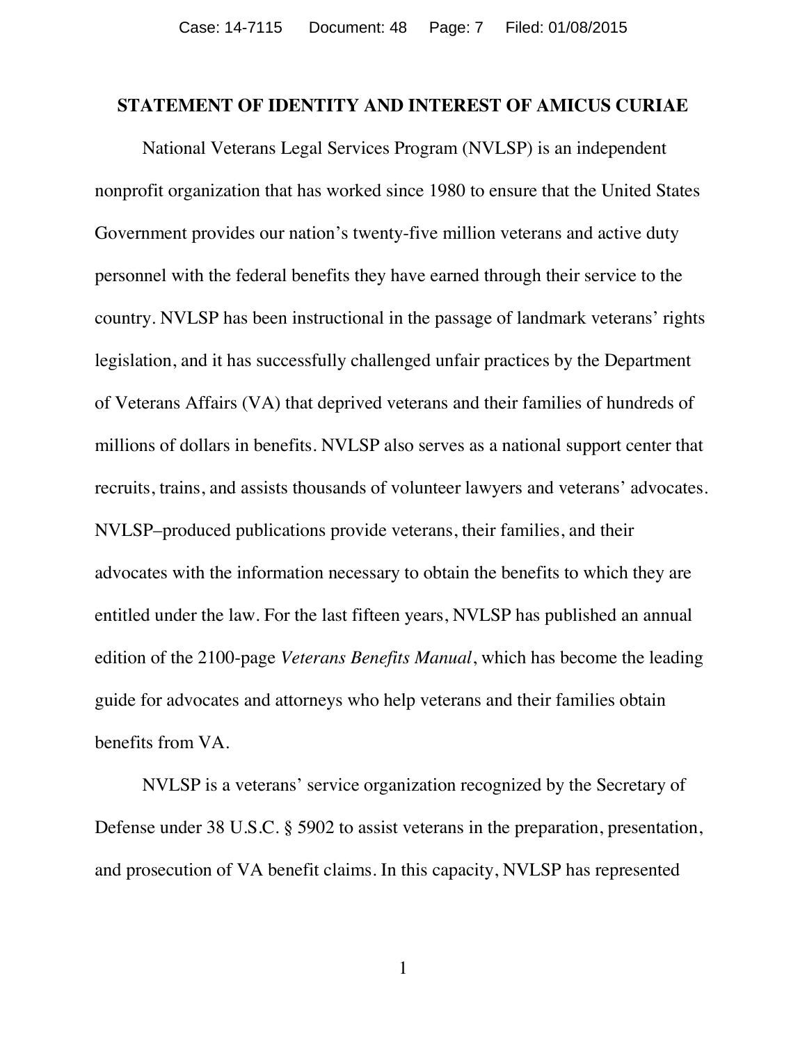**STATEMENT OF IDENTITY AND INTEREST OF AMICUS CURIAE**

National Veterans Legal Services Program (NVLSP) is an independent nonprofit organization that has worked since 1980 to ensure that the United States Government provides our nation's twenty-five million veterans and active duty personnel with the federal benefits they have earned through their service to the country. NVLSP has been instructional in the passage of landmark veterans' rights legislation, and it has successfully challenged unfair practices by the Department of Veterans Affairs (VA) that deprived veterans and their families of hundreds of millions of dollars in benefits. NVLSP also serves as a national support center that recruits, trains, and assists thousands of volunteer lawyers and veterans' advocates. NVLSP–produced publications provide veterans, their families, and their advocates with the information necessary to obtain the benefits to which they are entitled under the law. For the last fifteen years, NVLSP has published an annual edition of the 2100-page *Veterans Benefits Manual*, which has become the leading guide for advocates and attorneys who help veterans and their families obtain benefits from VA.

NVLSP is a veterans' service organization recognized by the Secretary of Defense under 38 U.S.C. § 5902 to assist veterans in the preparation, presentation, and prosecution of VA benefit claims. In this capacity, NVLSP has represented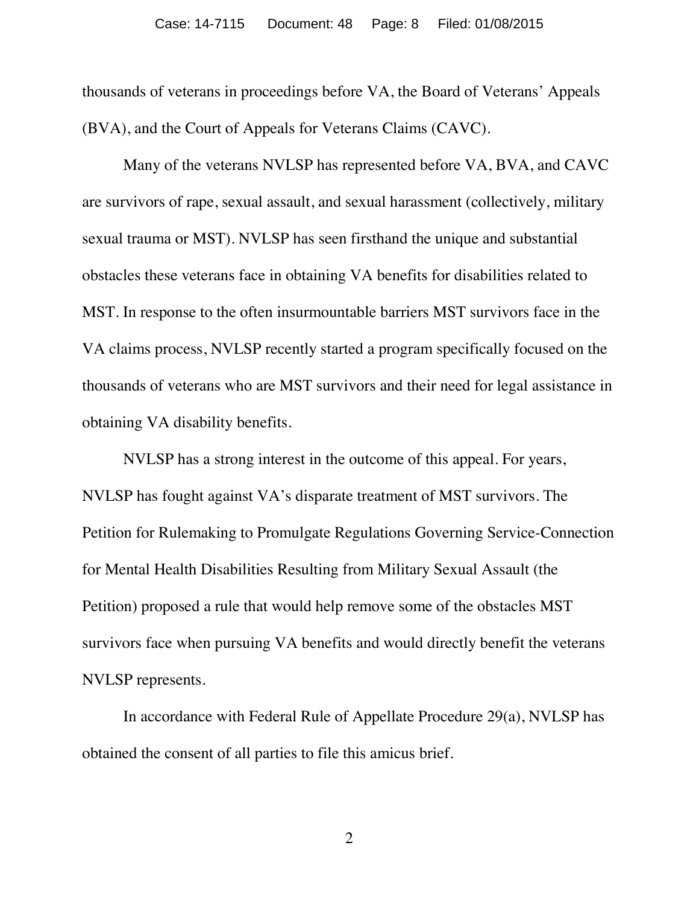thousands of veterans in proceedings before VA, the Board of Veterans' Appeals (BVA), and the Court of Appeals for Veterans Claims (CAVC).

Many of the veterans NVLSP has represented before VA, BVA, and CAVC are survivors of rape, sexual assault, and sexual harassment (collectively, military sexual trauma or MST). NVLSP has seen firsthand the unique and substantial obstacles these veterans face in obtaining VA benefits for disabilities related to MST. In response to the often insurmountable barriers MST survivors face in the VA claims process, NVLSP recently started a program specifically focused on the thousands of veterans who are MST survivors and their need for legal assistance in obtaining VA disability benefits.

NVLSP has a strong interest in the outcome of this appeal. For years, NVLSP has fought against VA's disparate treatment of MST survivors. The Petition for Rulemaking to Promulgate Regulations Governing Service-Connection for Mental Health Disabilities Resulting from Military Sexual Assault (the Petition) proposed a rule that would help remove some of the obstacles MST survivors face when pursuing VA benefits and would directly benefit the veterans NVLSP represents.

In accordance with Federal Rule of Appellate Procedure 29(a), NVLSP has obtained the consent of all parties to file this amicus brief.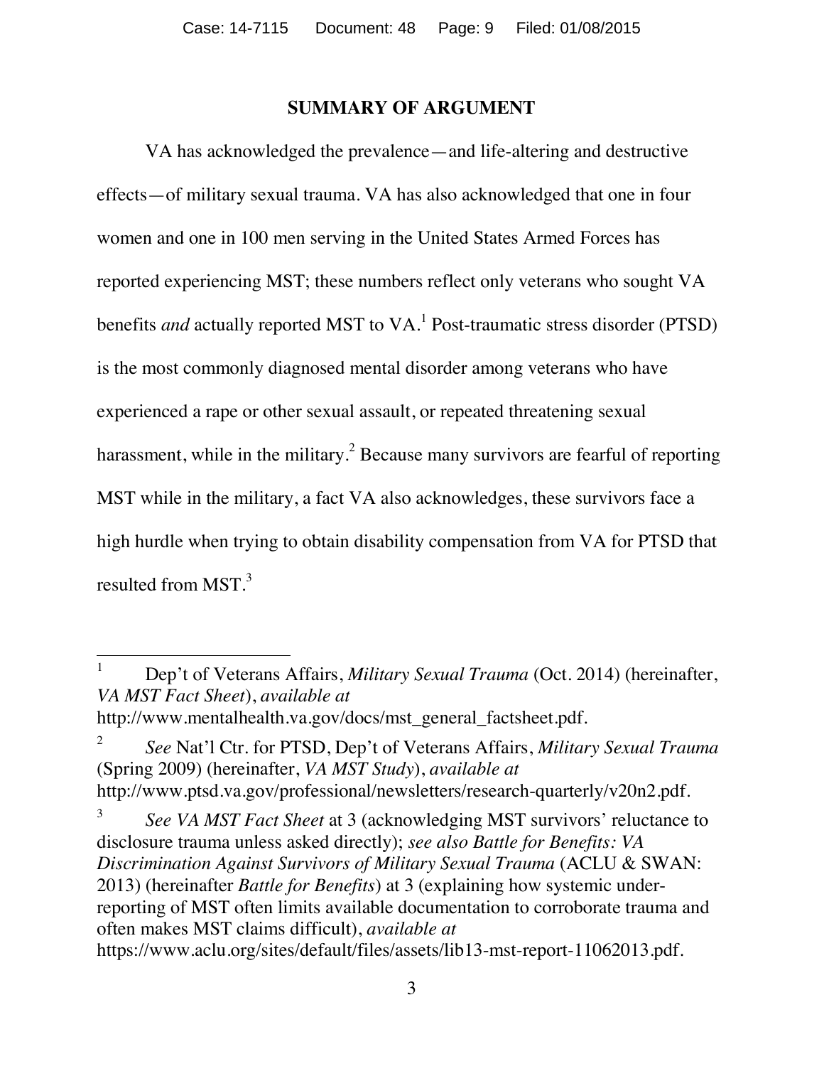## SUMMARY OF ARGUMENT

VA has acknowledged the prevalence—and life-altering and destructive effects—of military sexual trauma. VA has also acknowledged that one in four women and one in 100 men serving in the United States Armed Forces has reported experiencing MST; these numbers reflect only veterans who sought VA benefits *and* actually reported MST to VA.[1] Post-traumatic stress disorder (PTSD) is the most commonly diagnosed mental disorder among veterans who have experienced a rape or other sexual assault, or repeated threatening sexual harassment, while in the military.[2] Because many survivors are fearful of reporting MST while in the military, a fact VA also acknowledges, these survivors face a high hurdle when trying to obtain disability compensation from VA for PTSD that resulted from MST.[3]

---

[1] Dep't of Veterans Affairs, *Military Sexual Trauma* (Oct. 2014) (hereinafter, *VA MST Fact Sheet*), *available at* http://www.mentalhealth.va.gov/docs/mst_general_factsheet.pdf.

[2] *See* Nat'l Ctr. for PTSD, Dep't of Veterans Affairs, *Military Sexual Trauma* (Spring 2009) (hereinafter, *VA MST Study*), *available at* http://www.ptsd.va.gov/professional/newsletters/research-quarterly/v20n2.pdf.

[3] *See VA MST Fact Sheet* at 3 (acknowledging MST survivors' reluctance to disclosure trauma unless asked directly); *see also Battle for Benefits: VA Discrimination Against Survivors of Military Sexual Trauma* (ACLU & SWAN: 2013) (hereinafter *Battle for Benefits*) at 3 (explaining how systemic under-reporting of MST often limits available documentation to corroborate trauma and often makes MST claims difficult), *available at* https://www.aclu.org/sites/default/files/assets/lib13-mst-report-11062013.pdf.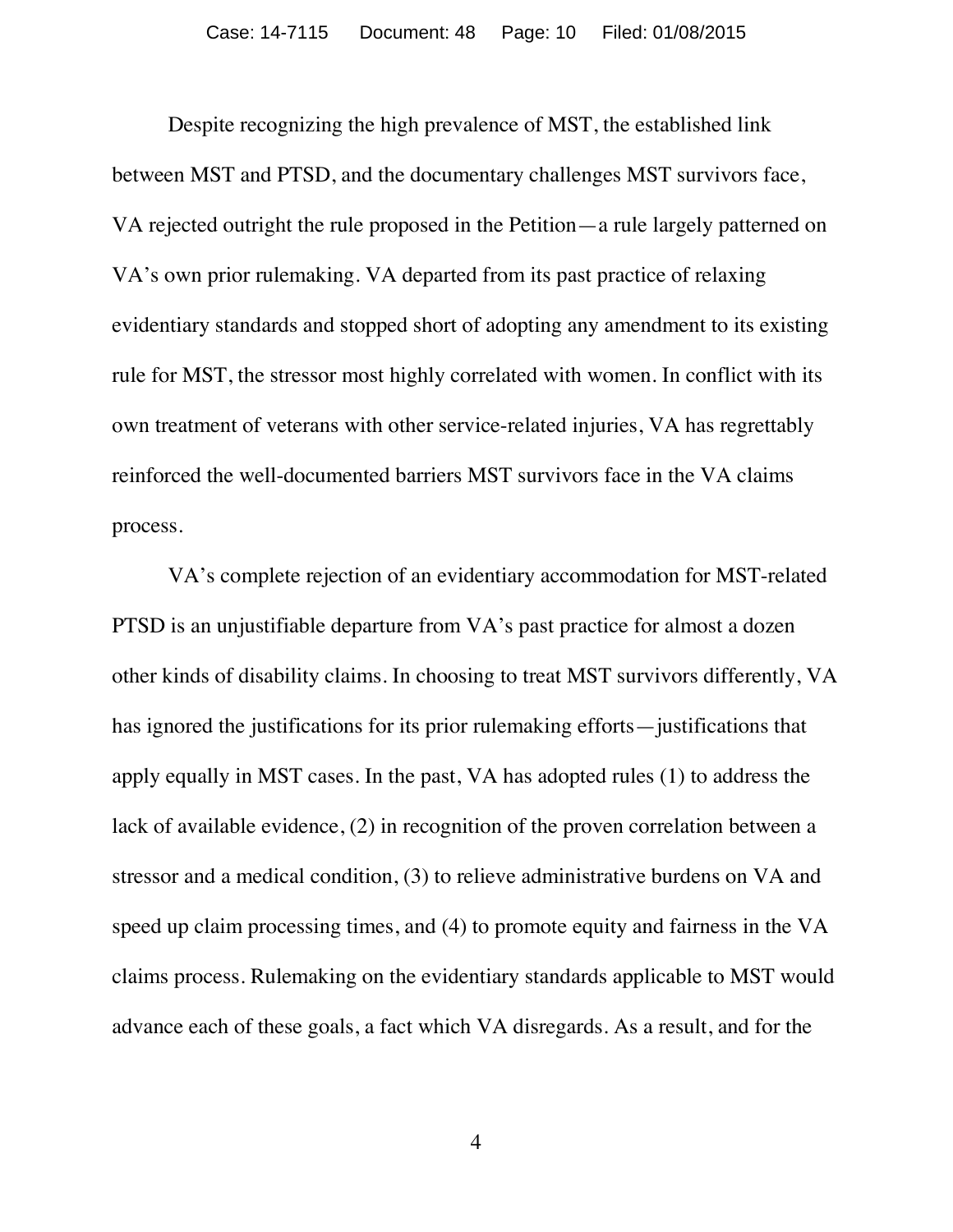Despite recognizing the high prevalence of MST, the established link between MST and PTSD, and the documentary challenges MST survivors face, VA rejected outright the rule proposed in the Petition—a rule largely patterned on VA's own prior rulemaking. VA departed from its past practice of relaxing evidentiary standards and stopped short of adopting any amendment to its existing rule for MST, the stressor most highly correlated with women. In conflict with its own treatment of veterans with other service-related injuries, VA has regrettably reinforced the well-documented barriers MST survivors face in the VA claims process.

VA's complete rejection of an evidentiary accommodation for MST-related PTSD is an unjustifiable departure from VA's past practice for almost a dozen other kinds of disability claims. In choosing to treat MST survivors differently, VA has ignored the justifications for its prior rulemaking efforts—justifications that apply equally in MST cases. In the past, VA has adopted rules (1) to address the lack of available evidence, (2) in recognition of the proven correlation between a stressor and a medical condition, (3) to relieve administrative burdens on VA and speed up claim processing times, and (4) to promote equity and fairness in the VA claims process. Rulemaking on the evidentiary standards applicable to MST would advance each of these goals, a fact which VA disregards. As a result, and for the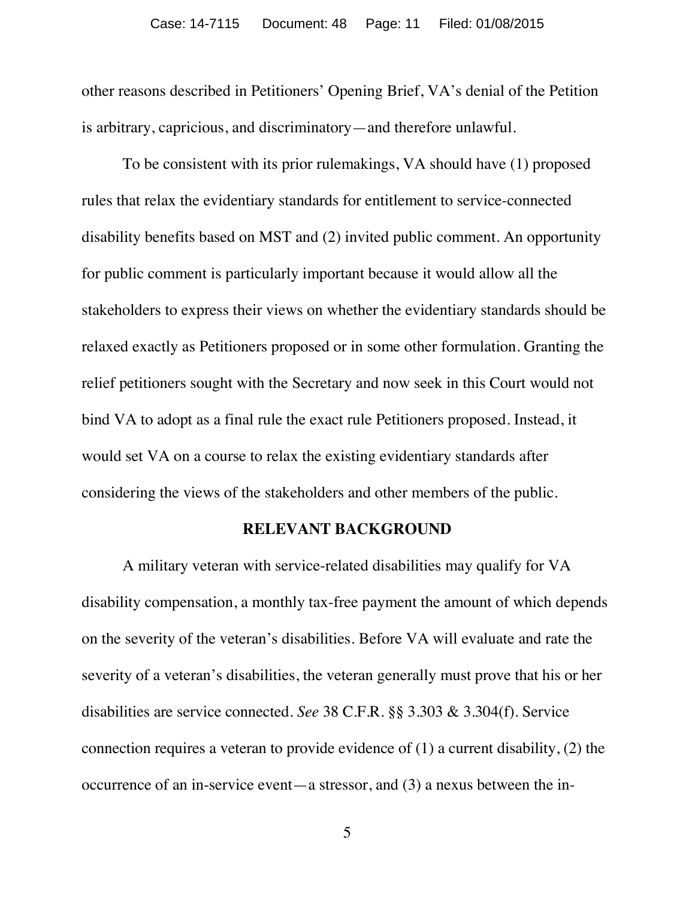other reasons described in Petitioners' Opening Brief, VA's denial of the Petition is arbitrary, capricious, and discriminatory—and therefore unlawful.

To be consistent with its prior rulemakings, VA should have (1) proposed rules that relax the evidentiary standards for entitlement to service-connected disability benefits based on MST and (2) invited public comment. An opportunity for public comment is particularly important because it would allow all the stakeholders to express their views on whether the evidentiary standards should be relaxed exactly as Petitioners proposed or in some other formulation. Granting the relief petitioners sought with the Secretary and now seek in this Court would not bind VA to adopt as a final rule the exact rule Petitioners proposed. Instead, it would set VA on a course to relax the existing evidentiary standards after considering the views of the stakeholders and other members of the public.

## RELEVANT BACKGROUND

A military veteran with service-related disabilities may qualify for VA disability compensation, a monthly tax-free payment the amount of which depends on the severity of the veteran's disabilities. Before VA will evaluate and rate the severity of a veteran's disabilities, the veteran generally must prove that his or her disabilities are service connected. *See* 38 C.F.R. §§ 3.303 & 3.304(f). Service connection requires a veteran to provide evidence of (1) a current disability, (2) the occurrence of an in-service event—a stressor, and (3) a nexus between the in-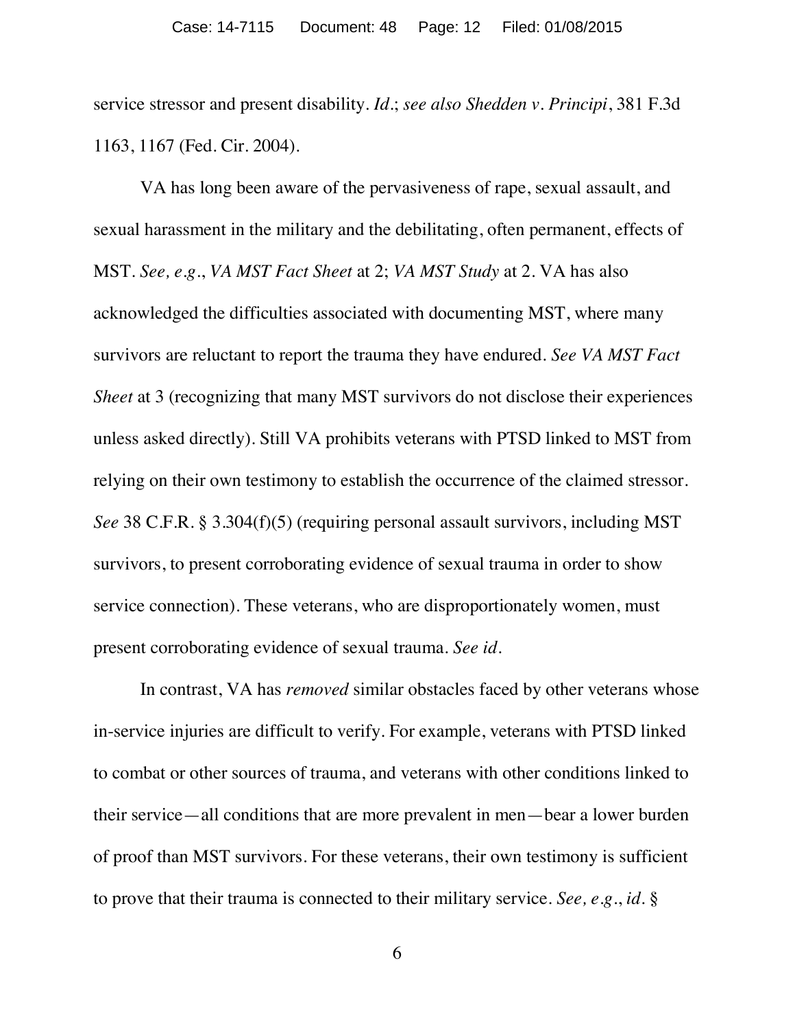service stressor and present disability. *Id.*; *see also Shedden v. Principi*, 381 F.3d 1163, 1167 (Fed. Cir. 2004).

VA has long been aware of the pervasiveness of rape, sexual assault, and sexual harassment in the military and the debilitating, often permanent, effects of MST. *See, e.g.*, *VA MST Fact Sheet* at 2; *VA MST Study* at 2. VA has also acknowledged the difficulties associated with documenting MST, where many survivors are reluctant to report the trauma they have endured. *See VA MST Fact Sheet* at 3 (recognizing that many MST survivors do not disclose their experiences unless asked directly). Still VA prohibits veterans with PTSD linked to MST from relying on their own testimony to establish the occurrence of the claimed stressor. *See* 38 C.F.R. § 3.304(f)(5) (requiring personal assault survivors, including MST survivors, to present corroborating evidence of sexual trauma in order to show service connection). These veterans, who are disproportionately women, must present corroborating evidence of sexual trauma. *See id.*

In contrast, VA has *removed* similar obstacles faced by other veterans whose in-service injuries are difficult to verify. For example, veterans with PTSD linked to combat or other sources of trauma, and veterans with other conditions linked to their service—all conditions that are more prevalent in men—bear a lower burden of proof than MST survivors. For these veterans, their own testimony is sufficient to prove that their trauma is connected to their military service. *See, e.g.*, *id.* §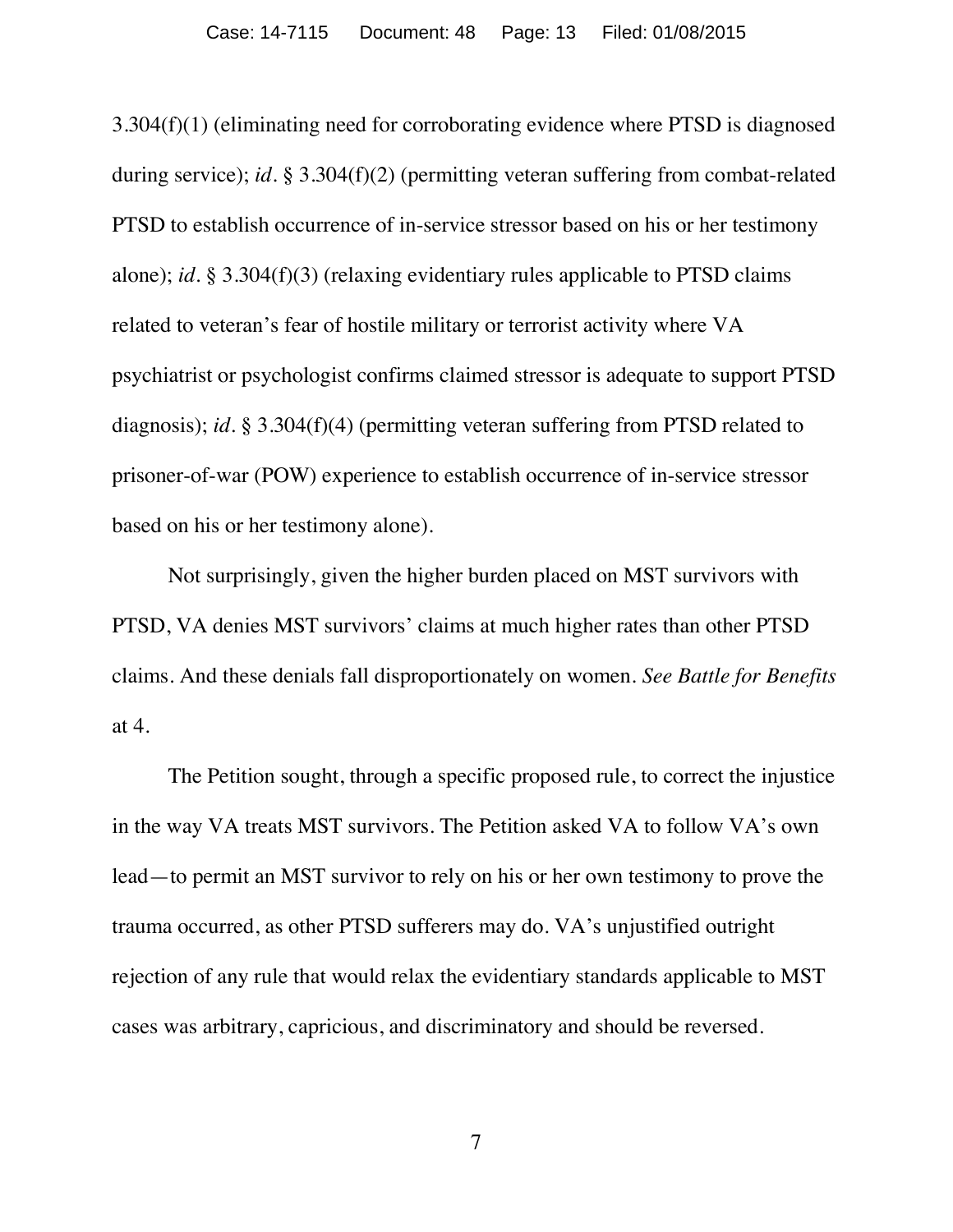3.304(f)(1) (eliminating need for corroborating evidence where PTSD is diagnosed during service); *id*. § 3.304(f)(2) (permitting veteran suffering from combat-related PTSD to establish occurrence of in-service stressor based on his or her testimony alone); *id*. § 3.304(f)(3) (relaxing evidentiary rules applicable to PTSD claims related to veteran's fear of hostile military or terrorist activity where VA psychiatrist or psychologist confirms claimed stressor is adequate to support PTSD diagnosis); *id*. § 3.304(f)(4) (permitting veteran suffering from PTSD related to prisoner-of-war (POW) experience to establish occurrence of in-service stressor based on his or her testimony alone).

Not surprisingly, given the higher burden placed on MST survivors with PTSD, VA denies MST survivors' claims at much higher rates than other PTSD claims. And these denials fall disproportionately on women. *See Battle for Benefits* at 4.

The Petition sought, through a specific proposed rule, to correct the injustice in the way VA treats MST survivors. The Petition asked VA to follow VA's own lead—to permit an MST survivor to rely on his or her own testimony to prove the trauma occurred, as other PTSD sufferers may do. VA's unjustified outright rejection of any rule that would relax the evidentiary standards applicable to MST cases was arbitrary, capricious, and discriminatory and should be reversed.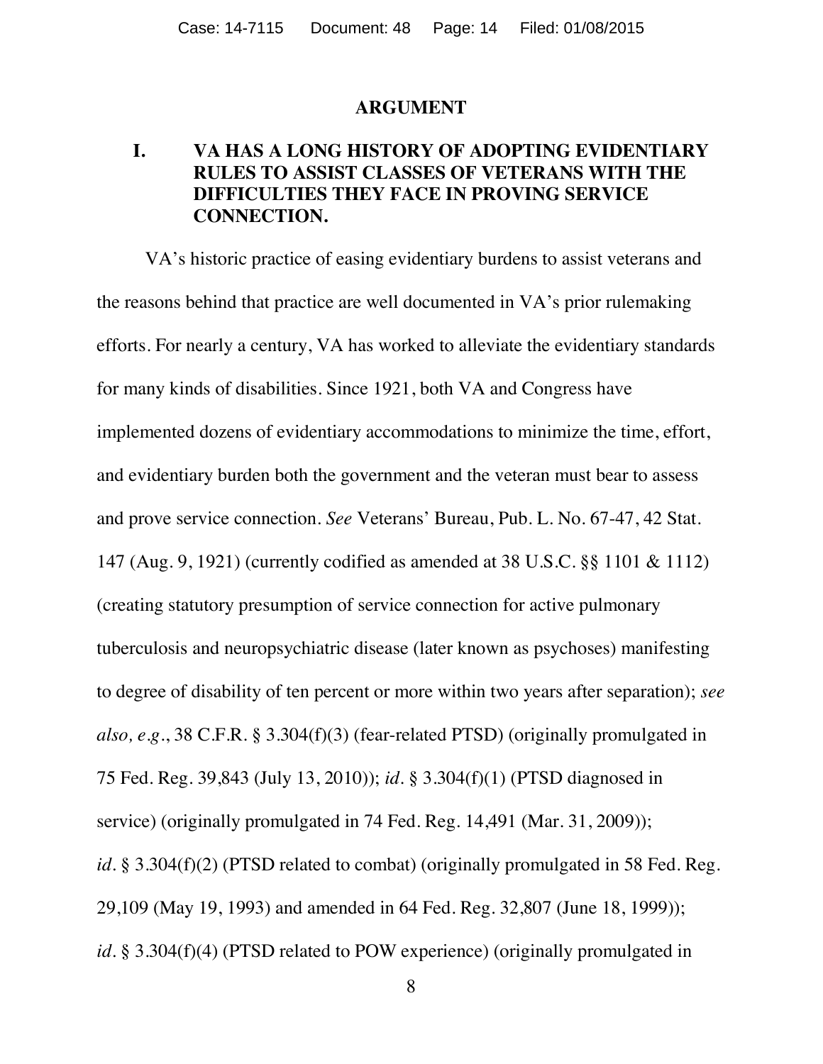## ARGUMENT

### I. VA HAS A LONG HISTORY OF ADOPTING EVIDENTIARY RULES TO ASSIST CLASSES OF VETERANS WITH THE DIFFICULTIES THEY FACE IN PROVING SERVICE CONNECTION.

VA's historic practice of easing evidentiary burdens to assist veterans and the reasons behind that practice are well documented in VA's prior rulemaking efforts. For nearly a century, VA has worked to alleviate the evidentiary standards for many kinds of disabilities. Since 1921, both VA and Congress have implemented dozens of evidentiary accommodations to minimize the time, effort, and evidentiary burden both the government and the veteran must bear to assess and prove service connection. *See* Veterans' Bureau, Pub. L. No. 67-47, 42 Stat. 147 (Aug. 9, 1921) (currently codified as amended at 38 U.S.C. §§ 1101 & 1112) (creating statutory presumption of service connection for active pulmonary tuberculosis and neuropsychiatric disease (later known as psychoses) manifesting to degree of disability of ten percent or more within two years after separation); *see also, e.g.*, 38 C.F.R. § 3.304(f)(3) (fear-related PTSD) (originally promulgated in 75 Fed. Reg. 39,843 (July 13, 2010)); *id.* § 3.304(f)(1) (PTSD diagnosed in service) (originally promulgated in 74 Fed. Reg. 14,491 (Mar. 31, 2009)); *id.* § 3.304(f)(2) (PTSD related to combat) (originally promulgated in 58 Fed. Reg. 29,109 (May 19, 1993) and amended in 64 Fed. Reg. 32,807 (June 18, 1999)); *id.* § 3.304(f)(4) (PTSD related to POW experience) (originally promulgated in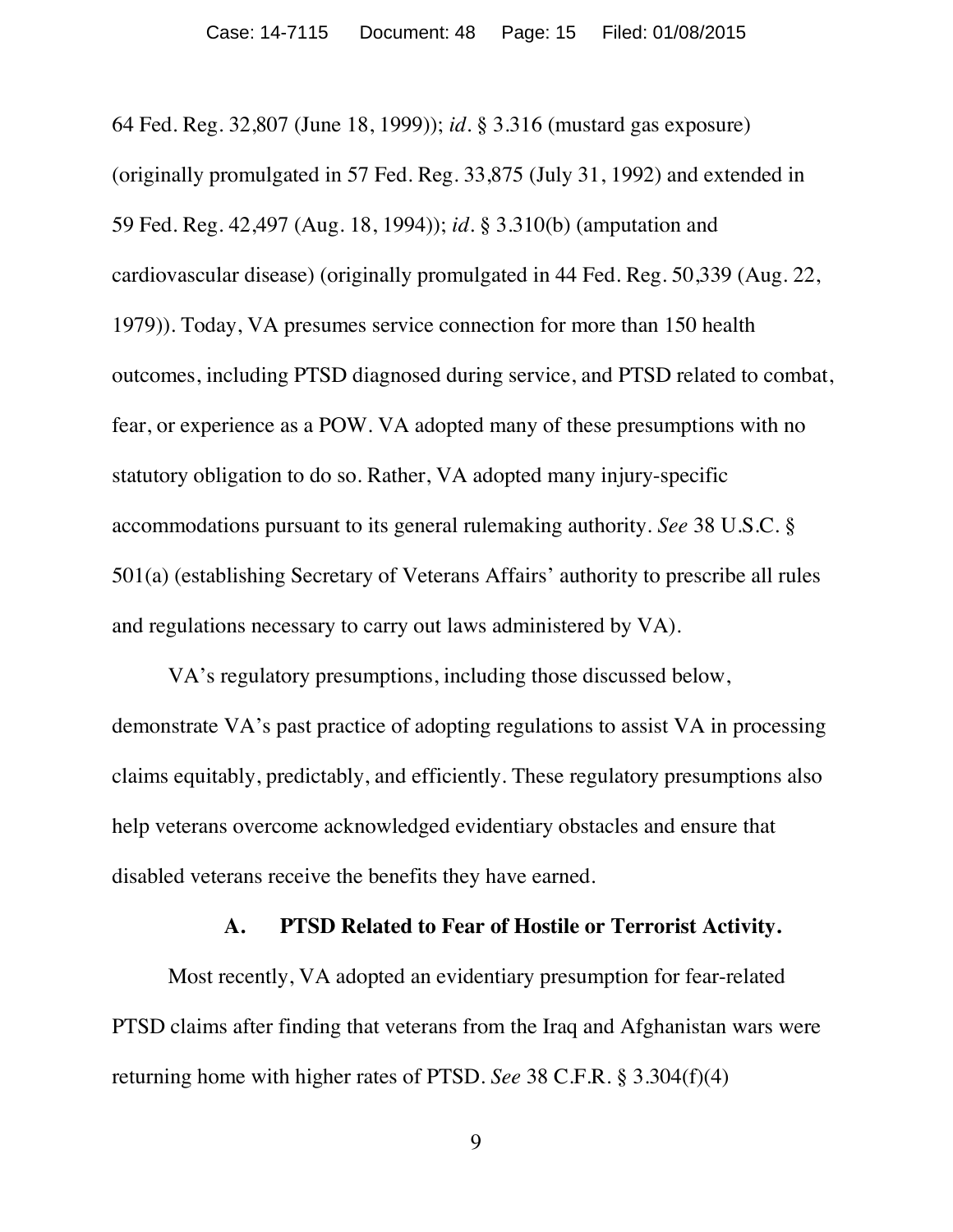64 Fed. Reg. 32,807 (June 18, 1999)); *id*. § 3.316 (mustard gas exposure) (originally promulgated in 57 Fed. Reg. 33,875 (July 31, 1992) and extended in 59 Fed. Reg. 42,497 (Aug. 18, 1994)); *id*. § 3.310(b) (amputation and cardiovascular disease) (originally promulgated in 44 Fed. Reg. 50,339 (Aug. 22, 1979)). Today, VA presumes service connection for more than 150 health outcomes, including PTSD diagnosed during service, and PTSD related to combat, fear, or experience as a POW. VA adopted many of these presumptions with no statutory obligation to do so. Rather, VA adopted many injury-specific accommodations pursuant to its general rulemaking authority. *See* 38 U.S.C. § 501(a) (establishing Secretary of Veterans Affairs' authority to prescribe all rules and regulations necessary to carry out laws administered by VA).

VA's regulatory presumptions, including those discussed below, demonstrate VA's past practice of adopting regulations to assist VA in processing claims equitably, predictably, and efficiently. These regulatory presumptions also help veterans overcome acknowledged evidentiary obstacles and ensure that disabled veterans receive the benefits they have earned.

### A. PTSD Related to Fear of Hostile or Terrorist Activity.

Most recently, VA adopted an evidentiary presumption for fear-related PTSD claims after finding that veterans from the Iraq and Afghanistan wars were returning home with higher rates of PTSD. *See* 38 C.F.R. § 3.304(f)(4)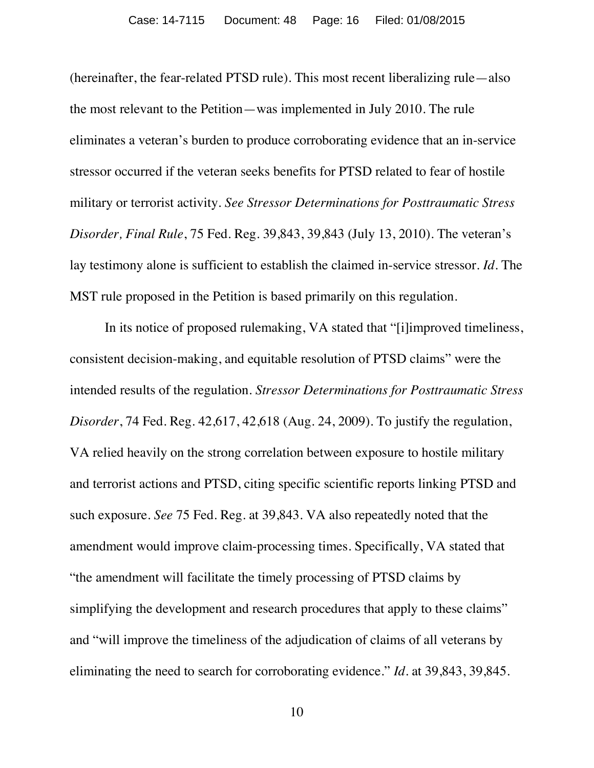(hereinafter, the fear-related PTSD rule). This most recent liberalizing rule—also the most relevant to the Petition—was implemented in July 2010. The rule eliminates a veteran's burden to produce corroborating evidence that an in-service stressor occurred if the veteran seeks benefits for PTSD related to fear of hostile military or terrorist activity. *See Stressor Determinations for Posttraumatic Stress Disorder, Final Rule*, 75 Fed. Reg. 39,843, 39,843 (July 13, 2010). The veteran's lay testimony alone is sufficient to establish the claimed in-service stressor. *Id*. The MST rule proposed in the Petition is based primarily on this regulation.

In its notice of proposed rulemaking, VA stated that "[i]improved timeliness, consistent decision-making, and equitable resolution of PTSD claims" were the intended results of the regulation. *Stressor Determinations for Posttraumatic Stress Disorder*, 74 Fed. Reg. 42,617, 42,618 (Aug. 24, 2009). To justify the regulation, VA relied heavily on the strong correlation between exposure to hostile military and terrorist actions and PTSD, citing specific scientific reports linking PTSD and such exposure. *See* 75 Fed. Reg. at 39,843. VA also repeatedly noted that the amendment would improve claim-processing times. Specifically, VA stated that "the amendment will facilitate the timely processing of PTSD claims by simplifying the development and research procedures that apply to these claims" and "will improve the timeliness of the adjudication of claims of all veterans by eliminating the need to search for corroborating evidence." *Id*. at 39,843, 39,845.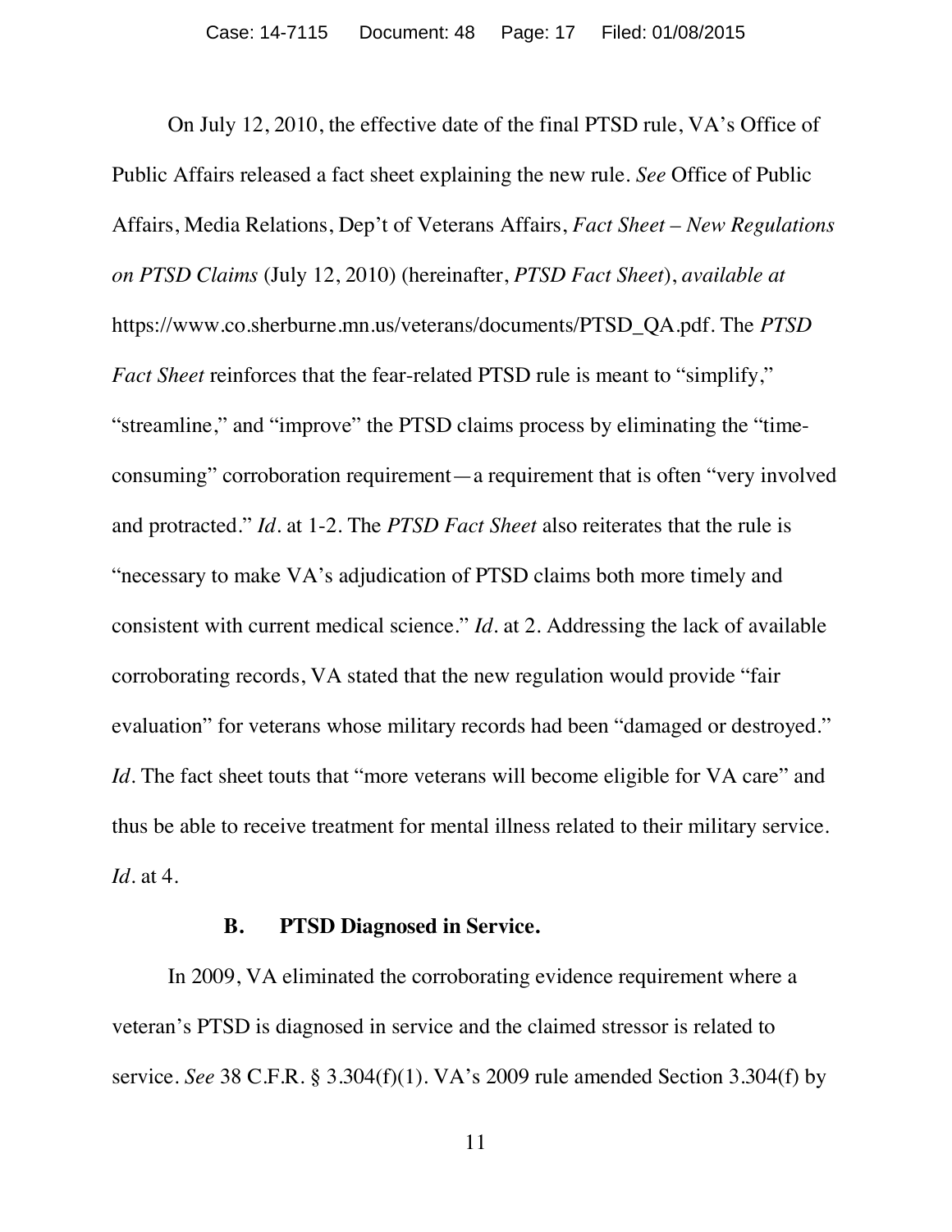On July 12, 2010, the effective date of the final PTSD rule, VA's Office of Public Affairs released a fact sheet explaining the new rule. *See* Office of Public Affairs, Media Relations, Dep't of Veterans Affairs, *Fact Sheet – New Regulations on PTSD Claims* (July 12, 2010) (hereinafter, *PTSD Fact Sheet*), *available at* https://www.co.sherburne.mn.us/veterans/documents/PTSD_QA.pdf. The *PTSD Fact Sheet* reinforces that the fear-related PTSD rule is meant to "simplify," "streamline," and "improve" the PTSD claims process by eliminating the "time-consuming" corroboration requirement—a requirement that is often "very involved and protracted." *Id*. at 1-2. The *PTSD Fact Sheet* also reiterates that the rule is "necessary to make VA's adjudication of PTSD claims both more timely and consistent with current medical science." *Id*. at 2. Addressing the lack of available corroborating records, VA stated that the new regulation would provide "fair evaluation" for veterans whose military records had been "damaged or destroyed." *Id*. The fact sheet touts that "more veterans will become eligible for VA care" and thus be able to receive treatment for mental illness related to their military service. *Id*. at 4.

### B. PTSD Diagnosed in Service.

In 2009, VA eliminated the corroborating evidence requirement where a veteran's PTSD is diagnosed in service and the claimed stressor is related to service. *See* 38 C.F.R. § 3.304(f)(1). VA's 2009 rule amended Section 3.304(f) by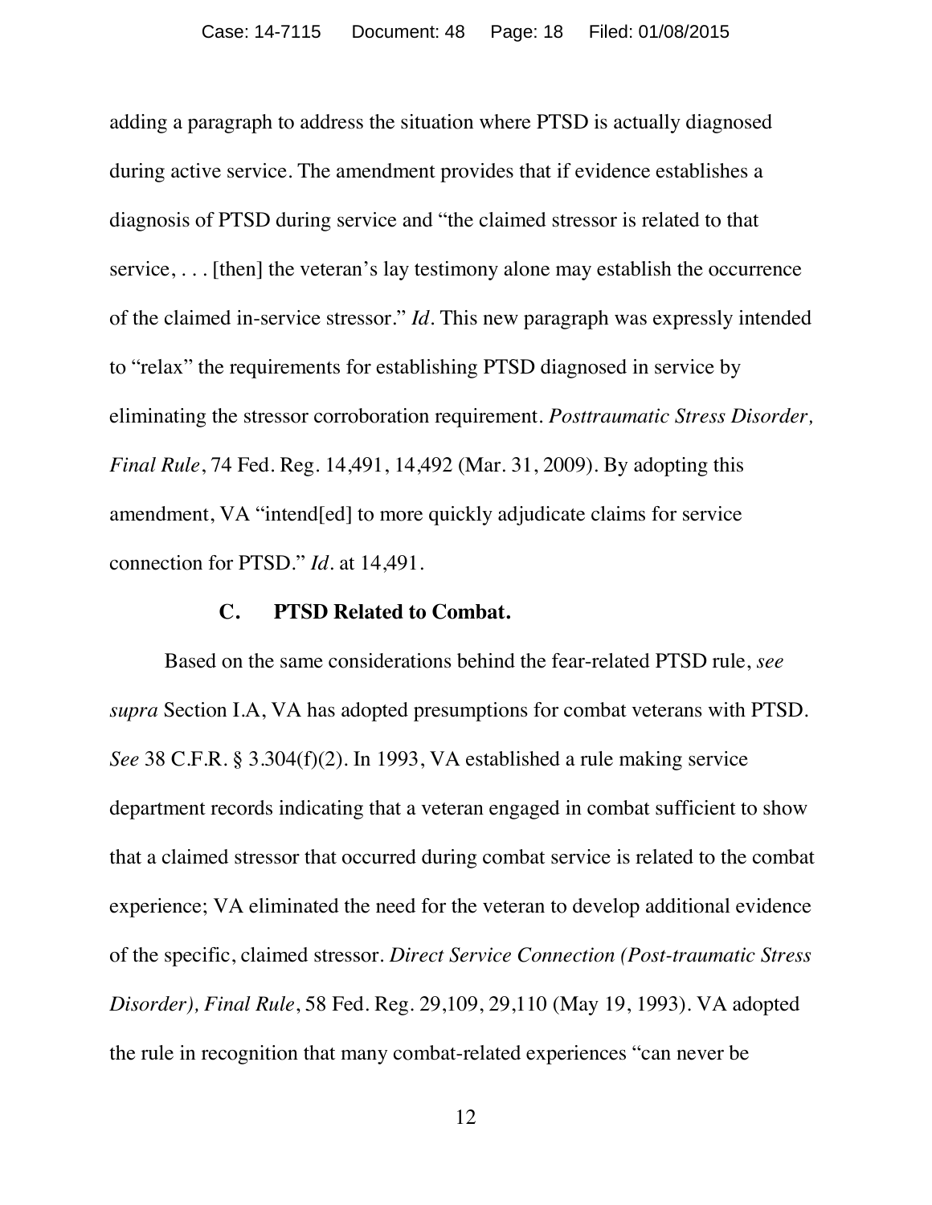adding a paragraph to address the situation where PTSD is actually diagnosed during active service. The amendment provides that if evidence establishes a diagnosis of PTSD during service and "the claimed stressor is related to that service, . . . [then] the veteran's lay testimony alone may establish the occurrence of the claimed in-service stressor." *Id*. This new paragraph was expressly intended to "relax" the requirements for establishing PTSD diagnosed in service by eliminating the stressor corroboration requirement. *Posttraumatic Stress Disorder, Final Rule*, 74 Fed. Reg. 14,491, 14,492 (Mar. 31, 2009). By adopting this amendment, VA "intend[ed] to more quickly adjudicate claims for service connection for PTSD." *Id*. at 14,491.

### C. PTSD Related to Combat.

Based on the same considerations behind the fear-related PTSD rule, *see supra* Section I.A, VA has adopted presumptions for combat veterans with PTSD. *See* 38 C.F.R. § 3.304(f)(2). In 1993, VA established a rule making service department records indicating that a veteran engaged in combat sufficient to show that a claimed stressor that occurred during combat service is related to the combat experience; VA eliminated the need for the veteran to develop additional evidence of the specific, claimed stressor. *Direct Service Connection (Post-traumatic Stress Disorder), Final Rule*, 58 Fed. Reg. 29,109, 29,110 (May 19, 1993). VA adopted the rule in recognition that many combat-related experiences "can never be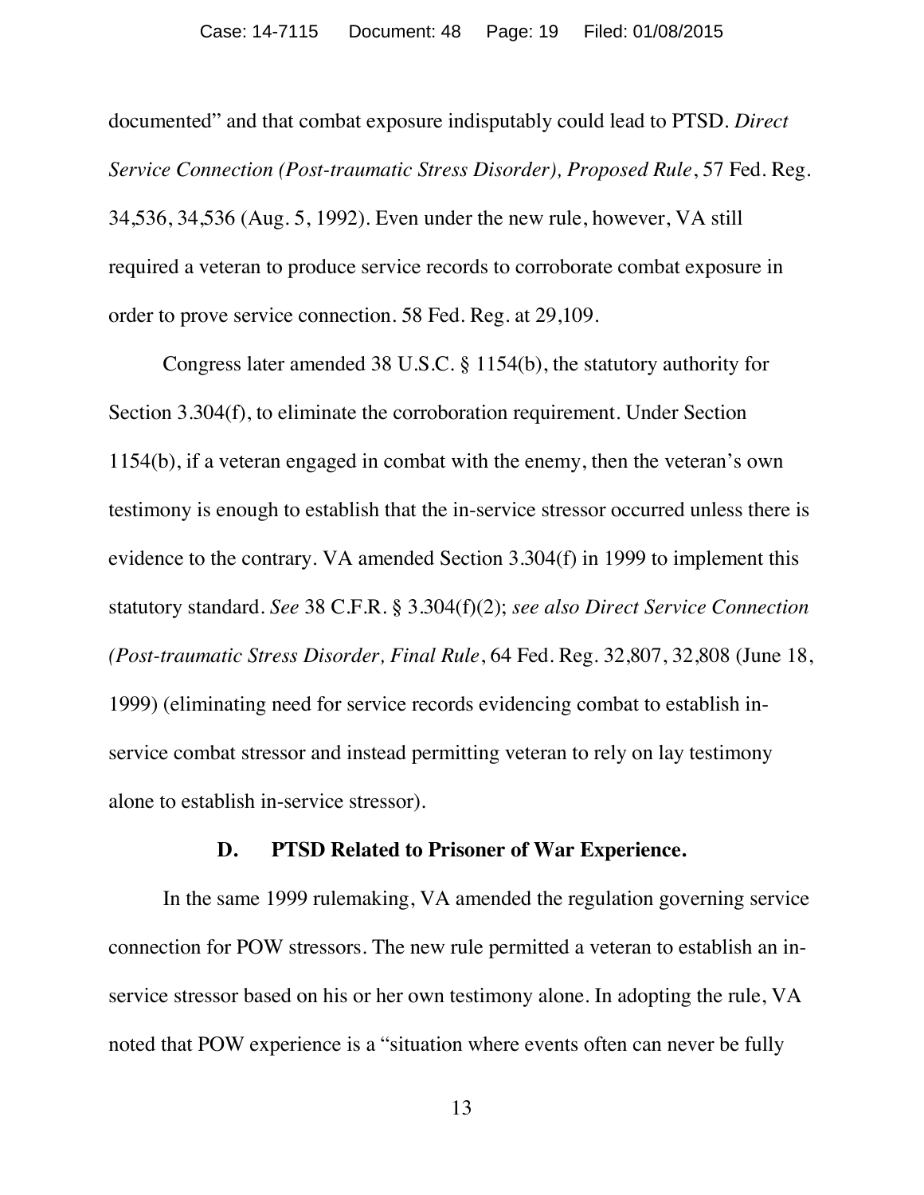documented" and that combat exposure indisputably could lead to PTSD. *Direct Service Connection (Post-traumatic Stress Disorder), Proposed Rule*, 57 Fed. Reg. 34,536, 34,536 (Aug. 5, 1992). Even under the new rule, however, VA still required a veteran to produce service records to corroborate combat exposure in order to prove service connection. 58 Fed. Reg. at 29,109.

Congress later amended 38 U.S.C. § 1154(b), the statutory authority for Section 3.304(f), to eliminate the corroboration requirement. Under Section 1154(b), if a veteran engaged in combat with the enemy, then the veteran's own testimony is enough to establish that the in-service stressor occurred unless there is evidence to the contrary. VA amended Section 3.304(f) in 1999 to implement this statutory standard. *See* 38 C.F.R. § 3.304(f)(2); *see also Direct Service Connection (Post-traumatic Stress Disorder, Final Rule*, 64 Fed. Reg. 32,807, 32,808 (June 18, 1999) (eliminating need for service records evidencing combat to establish in-service combat stressor and instead permitting veteran to rely on lay testimony alone to establish in-service stressor).

### D. PTSD Related to Prisoner of War Experience.

In the same 1999 rulemaking, VA amended the regulation governing service connection for POW stressors. The new rule permitted a veteran to establish an in-service stressor based on his or her own testimony alone. In adopting the rule, VA noted that POW experience is a "situation where events often can never be fully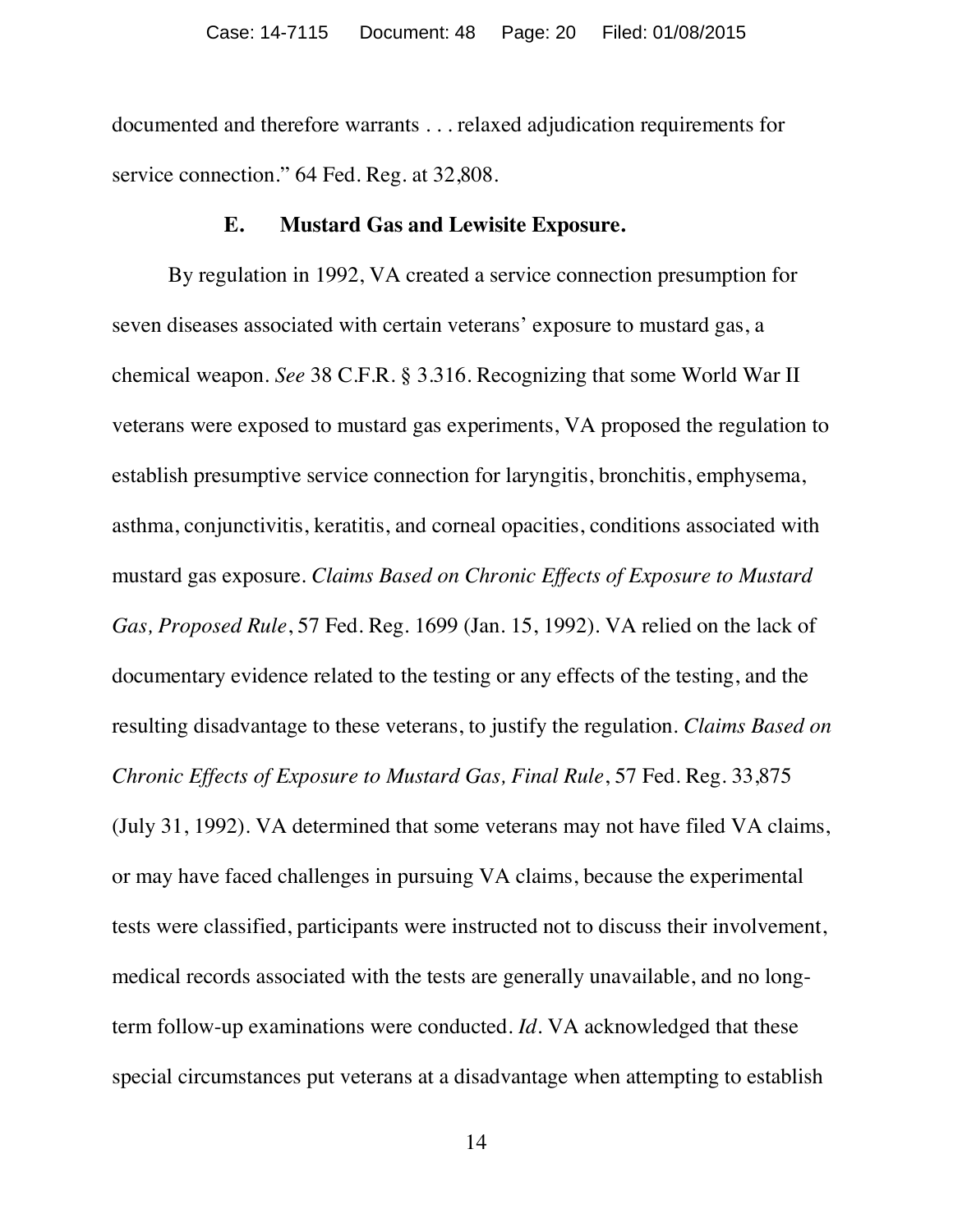documented and therefore warrants . . . relaxed adjudication requirements for service connection." 64 Fed. Reg. at 32,808.

### E. Mustard Gas and Lewisite Exposure.

By regulation in 1992, VA created a service connection presumption for seven diseases associated with certain veterans' exposure to mustard gas, a chemical weapon. *See* 38 C.F.R. § 3.316. Recognizing that some World War II veterans were exposed to mustard gas experiments, VA proposed the regulation to establish presumptive service connection for laryngitis, bronchitis, emphysema, asthma, conjunctivitis, keratitis, and corneal opacities, conditions associated with mustard gas exposure. *Claims Based on Chronic Effects of Exposure to Mustard Gas, Proposed Rule*, 57 Fed. Reg. 1699 (Jan. 15, 1992). VA relied on the lack of documentary evidence related to the testing or any effects of the testing, and the resulting disadvantage to these veterans, to justify the regulation. *Claims Based on Chronic Effects of Exposure to Mustard Gas, Final Rule*, 57 Fed. Reg. 33,875 (July 31, 1992). VA determined that some veterans may not have filed VA claims, or may have faced challenges in pursuing VA claims, because the experimental tests were classified, participants were instructed not to discuss their involvement, medical records associated with the tests are generally unavailable, and no long-term follow-up examinations were conducted. *Id*. VA acknowledged that these special circumstances put veterans at a disadvantage when attempting to establish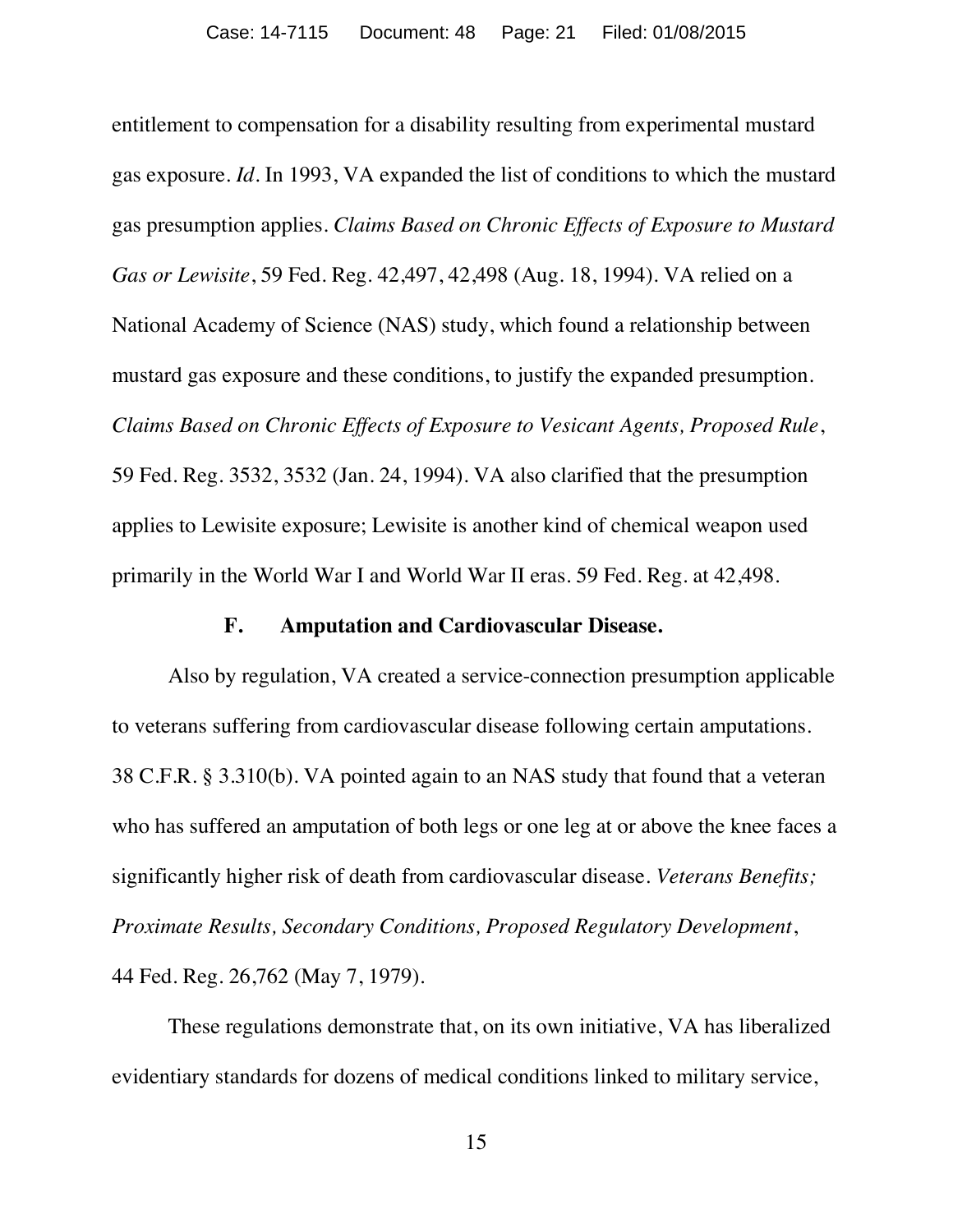entitlement to compensation for a disability resulting from experimental mustard gas exposure. *Id*. In 1993, VA expanded the list of conditions to which the mustard gas presumption applies. *Claims Based on Chronic Effects of Exposure to Mustard Gas or Lewisite*, 59 Fed. Reg. 42,497, 42,498 (Aug. 18, 1994). VA relied on a National Academy of Science (NAS) study, which found a relationship between mustard gas exposure and these conditions, to justify the expanded presumption. *Claims Based on Chronic Effects of Exposure to Vesicant Agents, Proposed Rule*, 59 Fed. Reg. 3532, 3532 (Jan. 24, 1994). VA also clarified that the presumption applies to Lewisite exposure; Lewisite is another kind of chemical weapon used primarily in the World War I and World War II eras. 59 Fed. Reg. at 42,498.

### F. Amputation and Cardiovascular Disease.

Also by regulation, VA created a service-connection presumption applicable to veterans suffering from cardiovascular disease following certain amputations. 38 C.F.R. § 3.310(b). VA pointed again to an NAS study that found that a veteran who has suffered an amputation of both legs or one leg at or above the knee faces a significantly higher risk of death from cardiovascular disease. *Veterans Benefits; Proximate Results, Secondary Conditions, Proposed Regulatory Development*, 44 Fed. Reg. 26,762 (May 7, 1979).

These regulations demonstrate that, on its own initiative, VA has liberalized evidentiary standards for dozens of medical conditions linked to military service,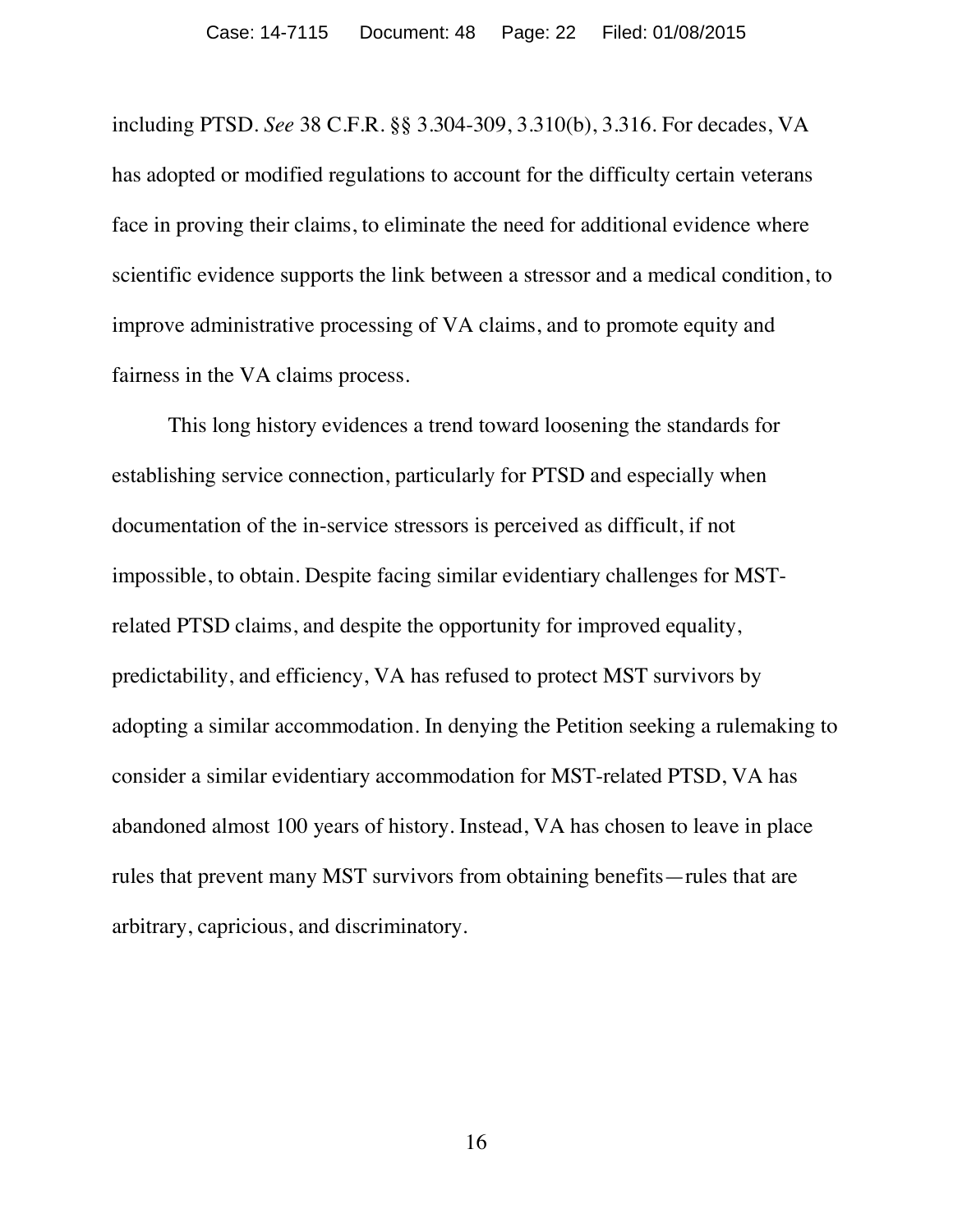including PTSD. *See* 38 C.F.R. §§ 3.304-309, 3.310(b), 3.316. For decades, VA has adopted or modified regulations to account for the difficulty certain veterans face in proving their claims, to eliminate the need for additional evidence where scientific evidence supports the link between a stressor and a medical condition, to improve administrative processing of VA claims, and to promote equity and fairness in the VA claims process.

This long history evidences a trend toward loosening the standards for establishing service connection, particularly for PTSD and especially when documentation of the in-service stressors is perceived as difficult, if not impossible, to obtain. Despite facing similar evidentiary challenges for MST-related PTSD claims, and despite the opportunity for improved equality, predictability, and efficiency, VA has refused to protect MST survivors by adopting a similar accommodation. In denying the Petition seeking a rulemaking to consider a similar evidentiary accommodation for MST-related PTSD, VA has abandoned almost 100 years of history. Instead, VA has chosen to leave in place rules that prevent many MST survivors from obtaining benefits—rules that are arbitrary, capricious, and discriminatory.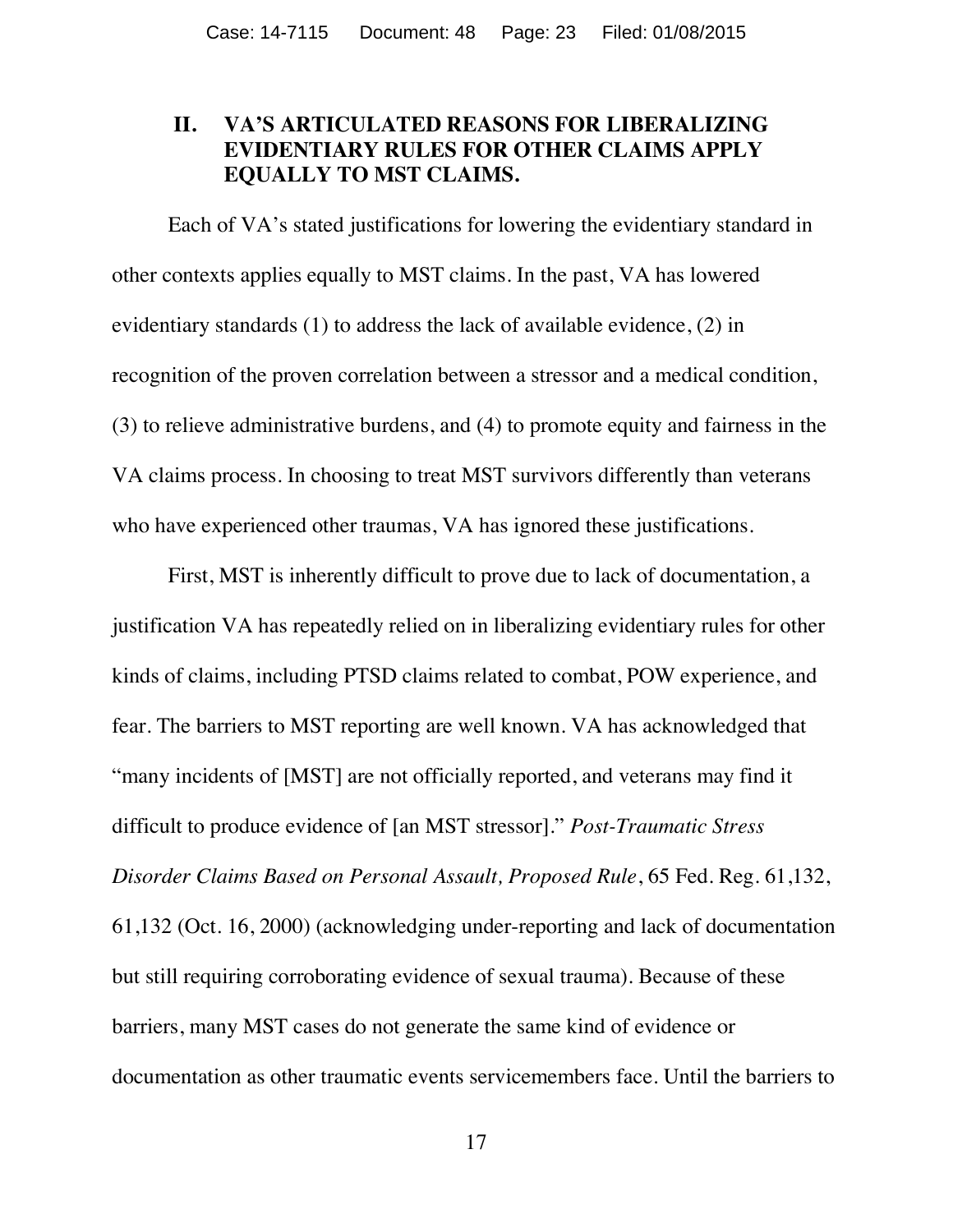## II. VA'S ARTICULATED REASONS FOR LIBERALIZING EVIDENTIARY RULES FOR OTHER CLAIMS APPLY EQUALLY TO MST CLAIMS.

Each of VA's stated justifications for lowering the evidentiary standard in other contexts applies equally to MST claims. In the past, VA has lowered evidentiary standards (1) to address the lack of available evidence, (2) in recognition of the proven correlation between a stressor and a medical condition, (3) to relieve administrative burdens, and (4) to promote equity and fairness in the VA claims process. In choosing to treat MST survivors differently than veterans who have experienced other traumas, VA has ignored these justifications.

First, MST is inherently difficult to prove due to lack of documentation, a justification VA has repeatedly relied on in liberalizing evidentiary rules for other kinds of claims, including PTSD claims related to combat, POW experience, and fear. The barriers to MST reporting are well known. VA has acknowledged that "many incidents of [MST] are not officially reported, and veterans may find it difficult to produce evidence of [an MST stressor]." *Post-Traumatic Stress Disorder Claims Based on Personal Assault, Proposed Rule*, 65 Fed. Reg. 61,132, 61,132 (Oct. 16, 2000) (acknowledging under-reporting and lack of documentation but still requiring corroborating evidence of sexual trauma). Because of these barriers, many MST cases do not generate the same kind of evidence or documentation as other traumatic events servicemembers face. Until the barriers to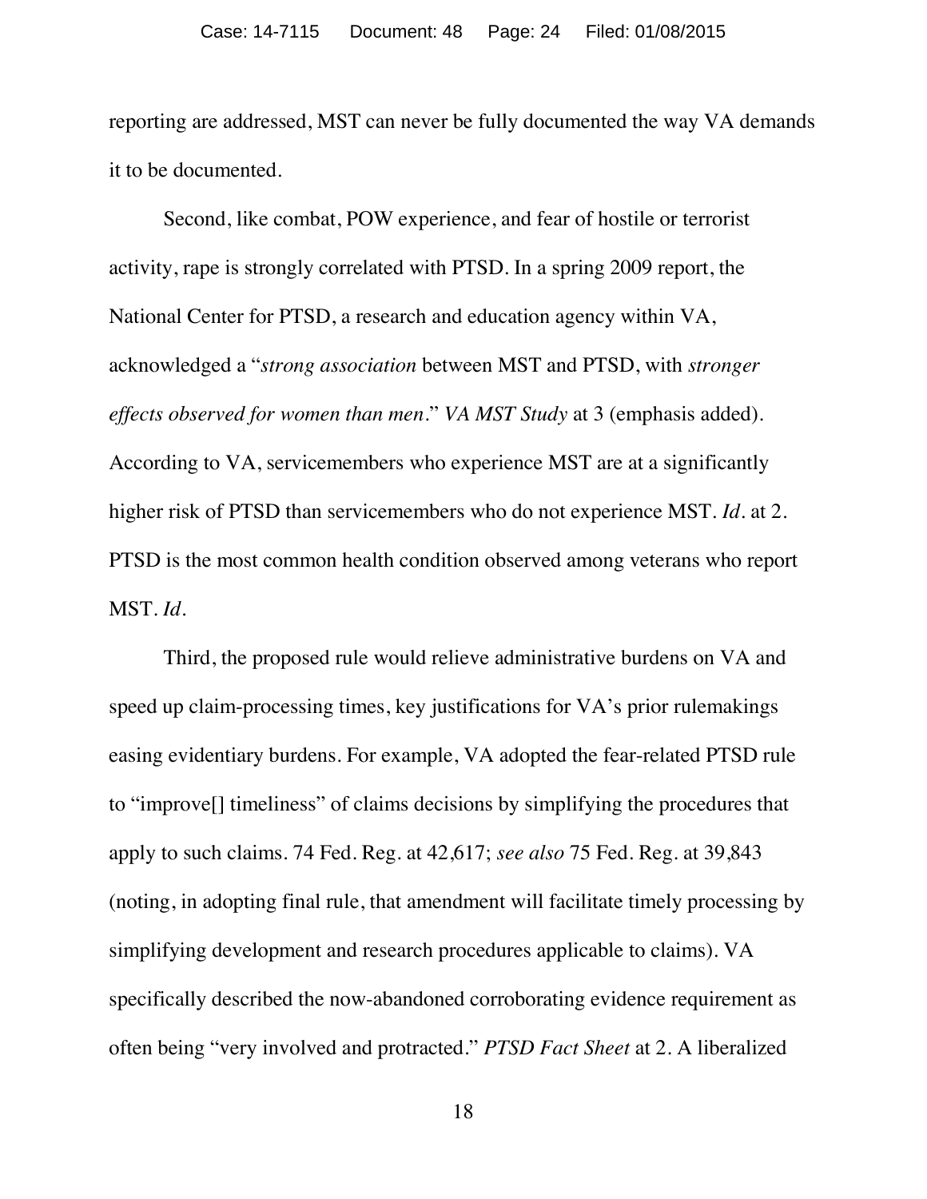reporting are addressed, MST can never be fully documented the way VA demands it to be documented.

Second, like combat, POW experience, and fear of hostile or terrorist activity, rape is strongly correlated with PTSD. In a spring 2009 report, the National Center for PTSD, a research and education agency within VA, acknowledged a "*strong association* between MST and PTSD, with *stronger effects observed for women than men*." *VA MST Study* at 3 (emphasis added). According to VA, servicemembers who experience MST are at a significantly higher risk of PTSD than servicemembers who do not experience MST. *Id.* at 2. PTSD is the most common health condition observed among veterans who report MST. *Id.*

Third, the proposed rule would relieve administrative burdens on VA and speed up claim-processing times, key justifications for VA's prior rulemakings easing evidentiary burdens. For example, VA adopted the fear-related PTSD rule to "improve[] timeliness" of claims decisions by simplifying the procedures that apply to such claims. 74 Fed. Reg. at 42,617; *see also* 75 Fed. Reg. at 39,843 (noting, in adopting final rule, that amendment will facilitate timely processing by simplifying development and research procedures applicable to claims). VA specifically described the now-abandoned corroborating evidence requirement as often being "very involved and protracted." *PTSD Fact Sheet* at 2. A liberalized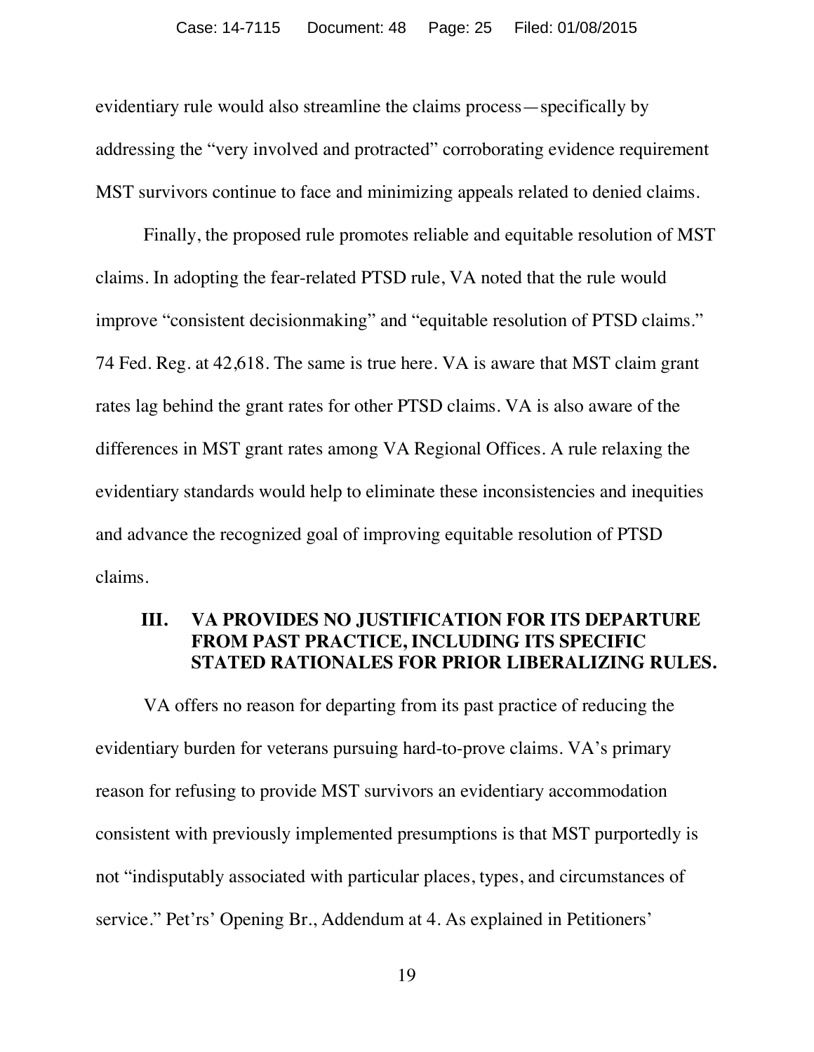evidentiary rule would also streamline the claims process—specifically by addressing the "very involved and protracted" corroborating evidence requirement MST survivors continue to face and minimizing appeals related to denied claims.

Finally, the proposed rule promotes reliable and equitable resolution of MST claims. In adopting the fear-related PTSD rule, VA noted that the rule would improve "consistent decisionmaking" and "equitable resolution of PTSD claims." 74 Fed. Reg. at 42,618. The same is true here. VA is aware that MST claim grant rates lag behind the grant rates for other PTSD claims. VA is also aware of the differences in MST grant rates among VA Regional Offices. A rule relaxing the evidentiary standards would help to eliminate these inconsistencies and inequities and advance the recognized goal of improving equitable resolution of PTSD claims.

## III. VA PROVIDES NO JUSTIFICATION FOR ITS DEPARTURE FROM PAST PRACTICE, INCLUDING ITS SPECIFIC STATED RATIONALES FOR PRIOR LIBERALIZING RULES.

VA offers no reason for departing from its past practice of reducing the evidentiary burden for veterans pursuing hard-to-prove claims. VA's primary reason for refusing to provide MST survivors an evidentiary accommodation consistent with previously implemented presumptions is that MST purportedly is not "indisputably associated with particular places, types, and circumstances of service." Pet'rs' Opening Br., Addendum at 4. As explained in Petitioners'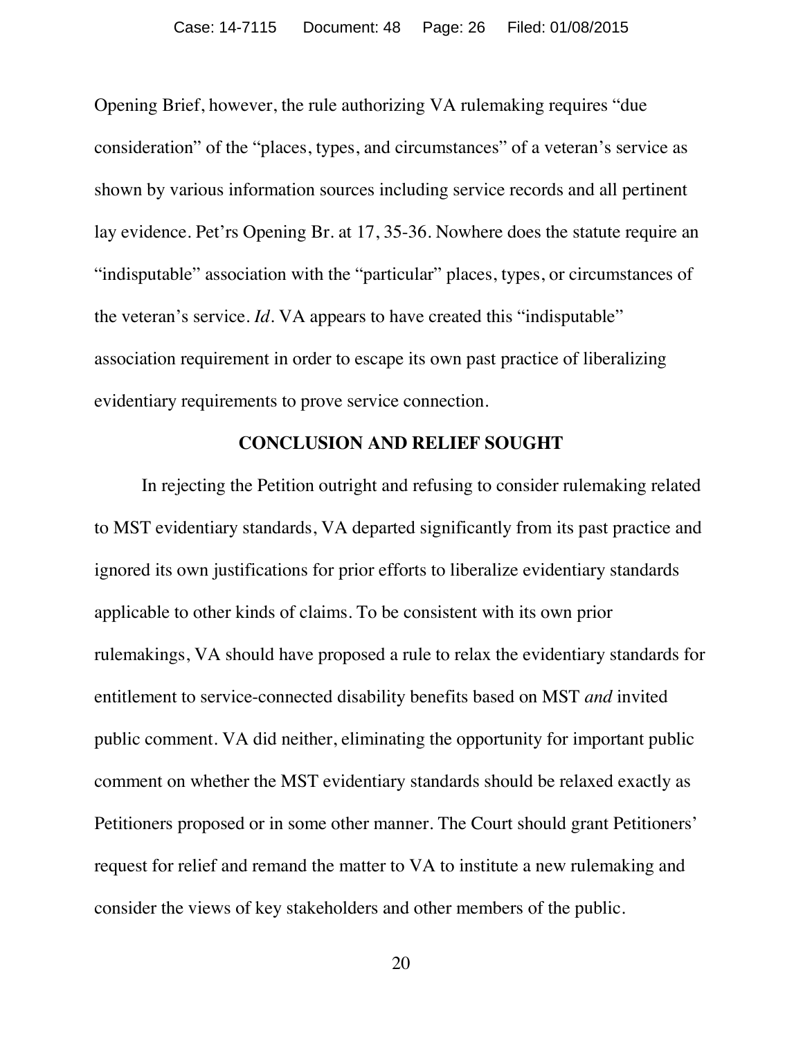Opening Brief, however, the rule authorizing VA rulemaking requires "due consideration" of the "places, types, and circumstances" of a veteran's service as shown by various information sources including service records and all pertinent lay evidence. Pet'rs Opening Br. at 17, 35-36. Nowhere does the statute require an "indisputable" association with the "particular" places, types, or circumstances of the veteran's service. *Id*. VA appears to have created this "indisputable" association requirement in order to escape its own past practice of liberalizing evidentiary requirements to prove service connection.

## CONCLUSION AND RELIEF SOUGHT

In rejecting the Petition outright and refusing to consider rulemaking related to MST evidentiary standards, VA departed significantly from its past practice and ignored its own justifications for prior efforts to liberalize evidentiary standards applicable to other kinds of claims. To be consistent with its own prior rulemakings, VA should have proposed a rule to relax the evidentiary standards for entitlement to service-connected disability benefits based on MST *and* invited public comment. VA did neither, eliminating the opportunity for important public comment on whether the MST evidentiary standards should be relaxed exactly as Petitioners proposed or in some other manner. The Court should grant Petitioners' request for relief and remand the matter to VA to institute a new rulemaking and consider the views of key stakeholders and other members of the public.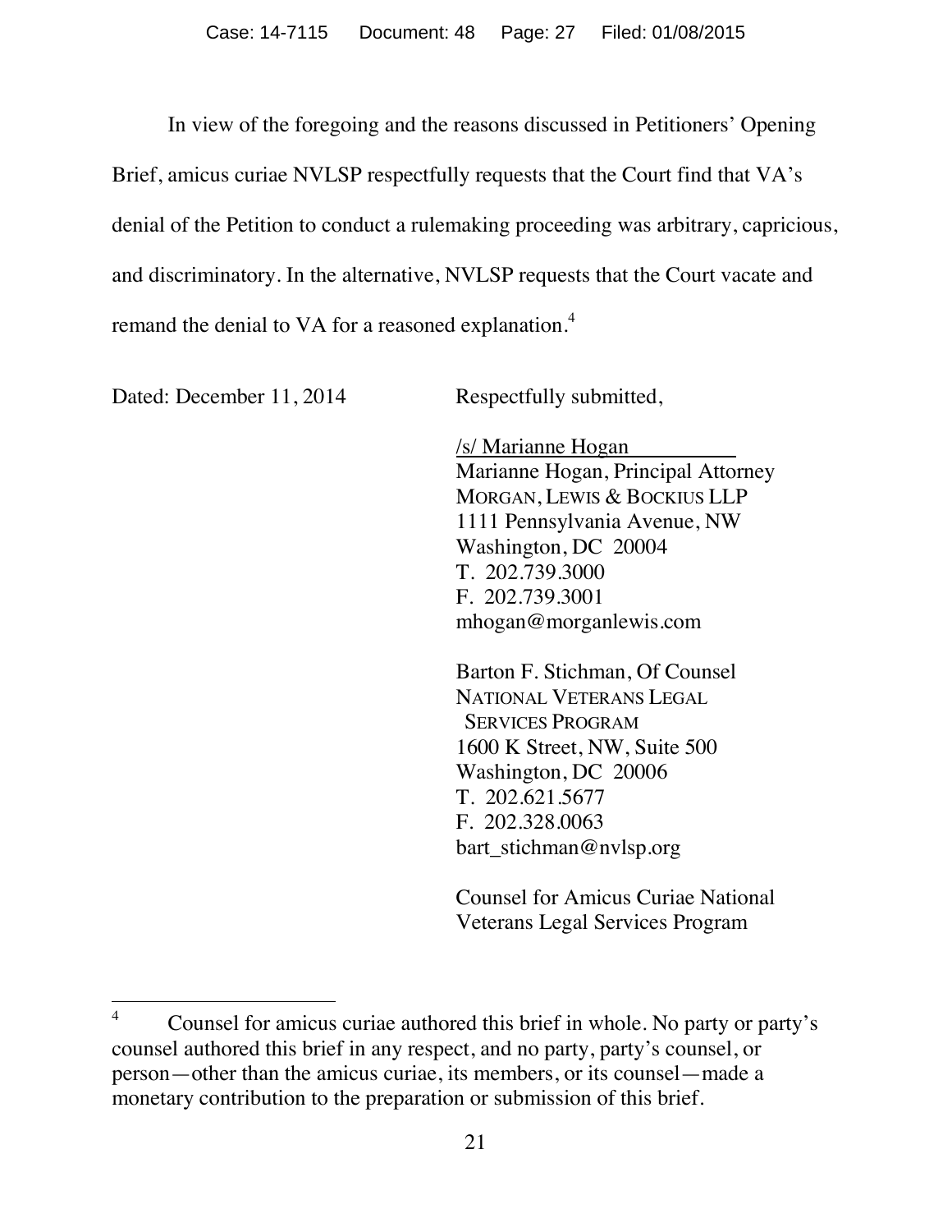In view of the foregoing and the reasons discussed in Petitioners' Opening Brief, amicus curiae NVLSP respectfully requests that the Court find that VA's denial of the Petition to conduct a rulemaking proceeding was arbitrary, capricious, and discriminatory. In the alternative, NVLSP requests that the Court vacate and remand the denial to VA for a reasoned explanation.[4]

Dated: December 11, 2014

Respectfully submitted,

/s/ Marianne Hogan
Marianne Hogan, Principal Attorney
MORGAN, LEWIS & BOCKIUS LLP
1111 Pennsylvania Avenue, NW
Washington, DC 20004
T. 202.739.3000
F. 202.739.3001
mhogan@morganlewis.com

Barton F. Stichman, Of Counsel
NATIONAL VETERANS LEGAL SERVICES PROGRAM
1600 K Street, NW, Suite 500
Washington, DC 20006
T. 202.621.5677
F. 202.328.0063
bart_stichman@nvlsp.org

Counsel for Amicus Curiae National Veterans Legal Services Program

---

[4] Counsel for amicus curiae authored this brief in whole. No party or party's counsel authored this brief in any respect, and no party, party's counsel, or person—other than the amicus curiae, its members, or its counsel—made a monetary contribution to the preparation or submission of this brief.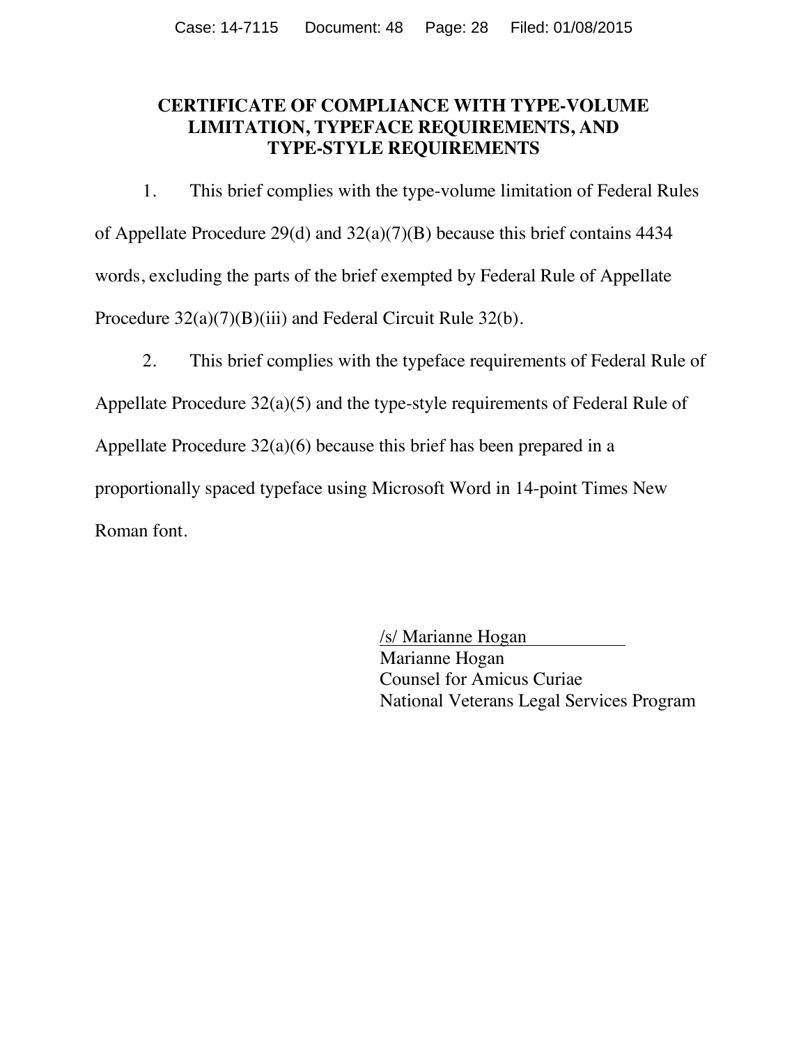## CERTIFICATE OF COMPLIANCE WITH TYPE-VOLUME LIMITATION, TYPEFACE REQUIREMENTS, AND TYPE-STYLE REQUIREMENTS

1. This brief complies with the type-volume limitation of Federal Rules of Appellate Procedure 29(d) and 32(a)(7)(B) because this brief contains 4434 words, excluding the parts of the brief exempted by Federal Rule of Appellate Procedure 32(a)(7)(B)(iii) and Federal Circuit Rule 32(b).

2. This brief complies with the typeface requirements of Federal Rule of Appellate Procedure 32(a)(5) and the type-style requirements of Federal Rule of Appellate Procedure 32(a)(6) because this brief has been prepared in a proportionally spaced typeface using Microsoft Word in 14-point Times New Roman font.

/s/ Marianne Hogan
Marianne Hogan
Counsel for Amicus Curiae
National Veterans Legal Services Program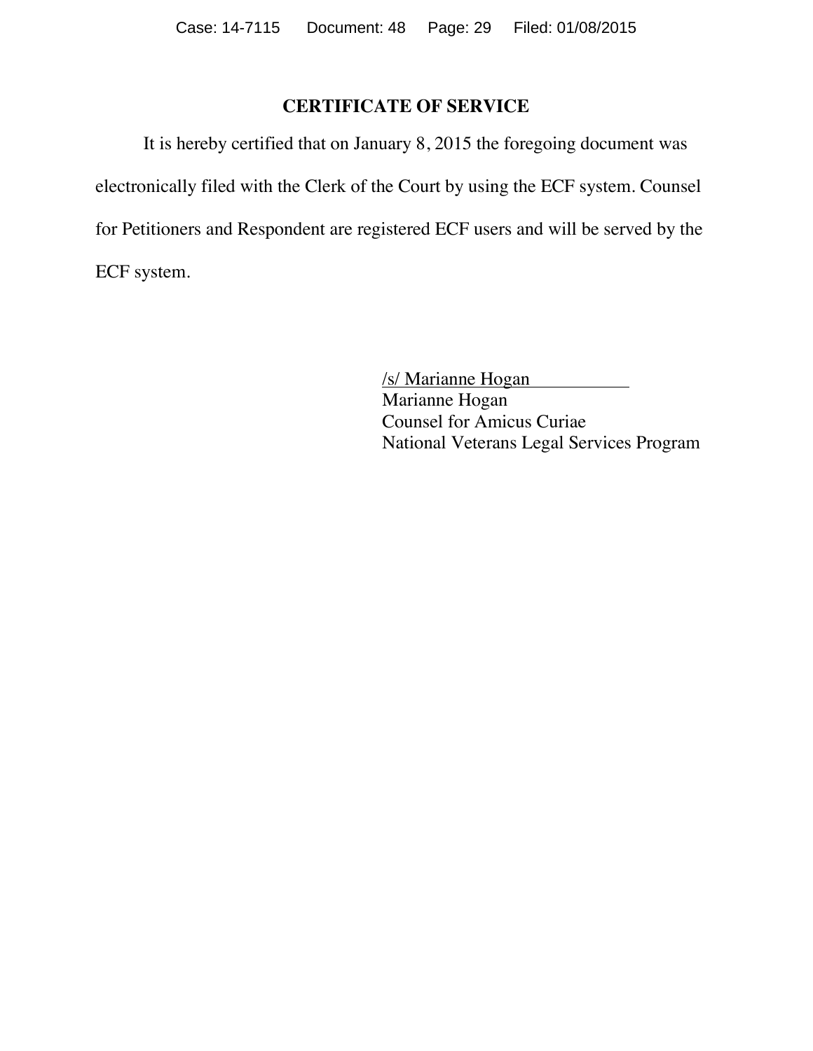## CERTIFICATE OF SERVICE

It is hereby certified that on January 8, 2015 the foregoing document was electronically filed with the Clerk of the Court by using the ECF system. Counsel for Petitioners and Respondent are registered ECF users and will be served by the ECF system.

/s/ Marianne Hogan
Marianne Hogan
Counsel for Amicus Curiae
National Veterans Legal Services Program